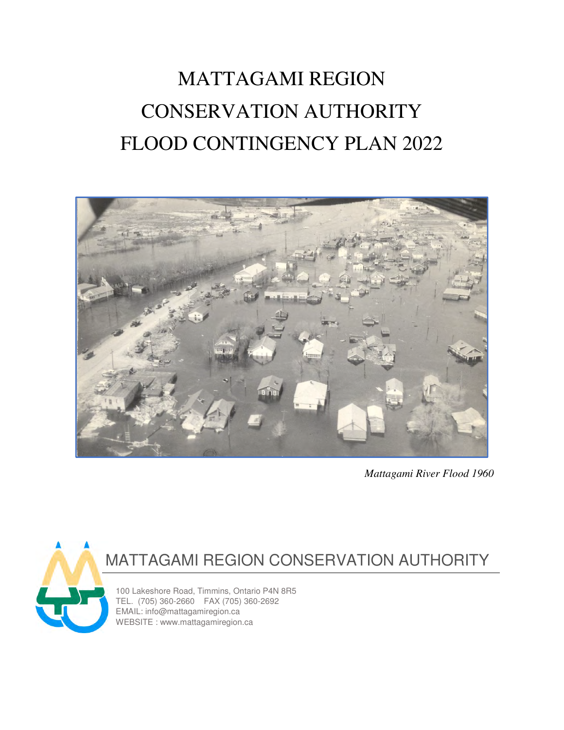# MATTAGAMI REGION CONSERVATION AUTHORITY FLOOD CONTINGENCY PLAN 2022

*Mattagami River Flood 1960*

MATTAGAMI REGION CONSERVATION AUTHORITY

100 Lakeshore Road, Timmins, Ontario P4N 8R5
TEL. (705) 360-2660 FAX (705) 360-2692
EMAIL: info@mattagamiregion.ca
WEBSITE : www.mattagamiregion.ca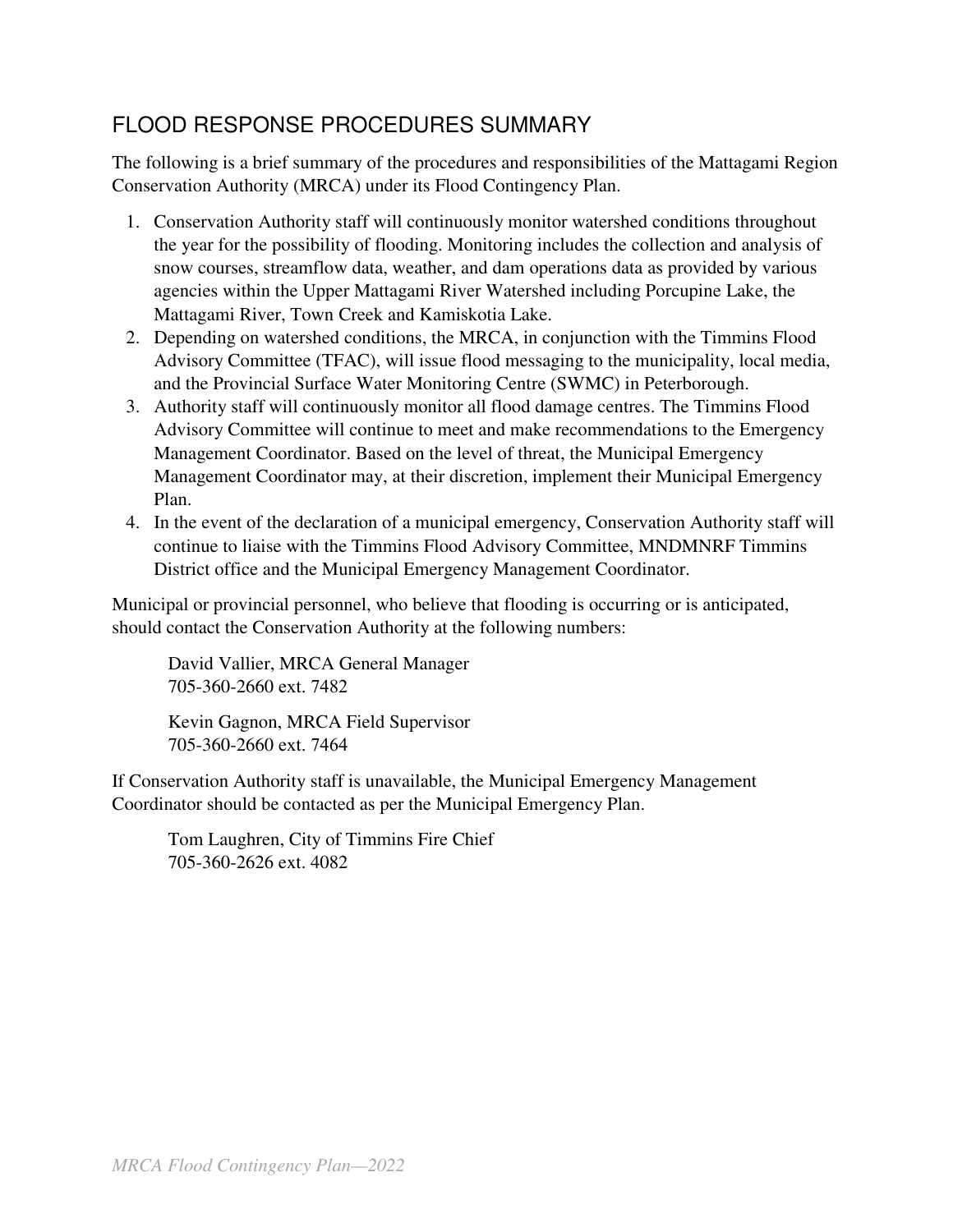## FLOOD RESPONSE PROCEDURES SUMMARY

The following is a brief summary of the procedures and responsibilities of the Mattagami Region Conservation Authority (MRCA) under its Flood Contingency Plan.

1. Conservation Authority staff will continuously monitor watershed conditions throughout the year for the possibility of flooding. Monitoring includes the collection and analysis of snow courses, streamflow data, weather, and dam operations data as provided by various agencies within the Upper Mattagami River Watershed including Porcupine Lake, the Mattagami River, Town Creek and Kamiskotia Lake.
2. Depending on watershed conditions, the MRCA, in conjunction with the Timmins Flood Advisory Committee (TFAC), will issue flood messaging to the municipality, local media, and the Provincial Surface Water Monitoring Centre (SWMC) in Peterborough.
3. Authority staff will continuously monitor all flood damage centres. The Timmins Flood Advisory Committee will continue to meet and make recommendations to the Emergency Management Coordinator. Based on the level of threat, the Municipal Emergency Management Coordinator may, at their discretion, implement their Municipal Emergency Plan.
4. In the event of the declaration of a municipal emergency, Conservation Authority staff will continue to liaise with the Timmins Flood Advisory Committee, MNDMNRF Timmins District office and the Municipal Emergency Management Coordinator.

Municipal or provincial personnel, who believe that flooding is occurring or is anticipated, should contact the Conservation Authority at the following numbers:

> David Vallier, MRCA General Manager
> 705-360-2660 ext. 7482
>
> Kevin Gagnon, MRCA Field Supervisor
> 705-360-2660 ext. 7464

If Conservation Authority staff is unavailable, the Municipal Emergency Management Coordinator should be contacted as per the Municipal Emergency Plan.

> Tom Laughren, City of Timmins Fire Chief
> 705-360-2626 ext. 4082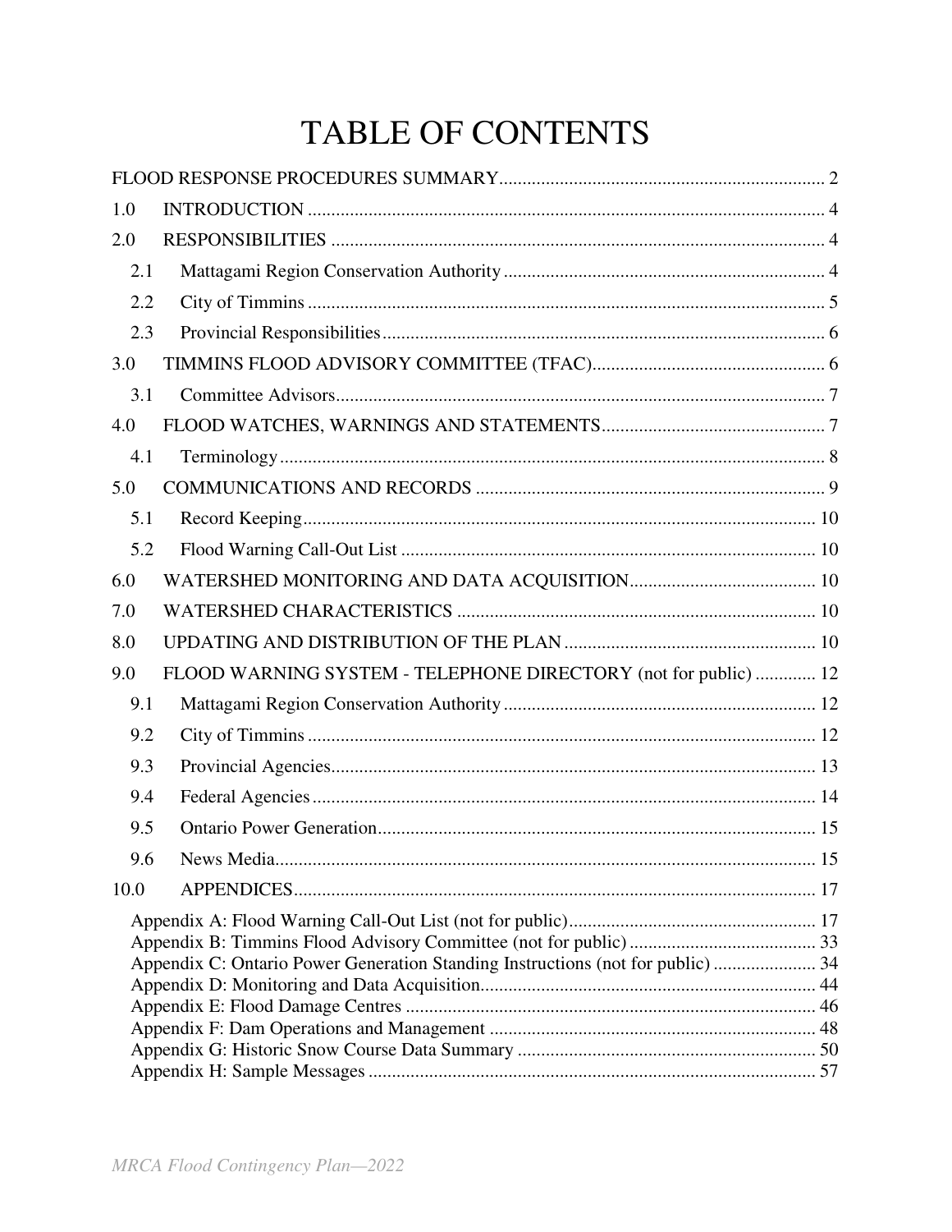# TABLE OF CONTENTS

FLOOD RESPONSE PROCEDURES SUMMARY ..... 2

1.0 INTRODUCTION ..... 4

2.0 RESPONSIBILITIES ..... 4

- 2.1 Mattagami Region Conservation Authority ..... 4
- 2.2 City of Timmins ..... 5
- 2.3 Provincial Responsibilities ..... 6

3.0 TIMMINS FLOOD ADVISORY COMMITTEE (TFAC) ..... 6

- 3.1 Committee Advisors ..... 7

4.0 FLOOD WATCHES, WARNINGS AND STATEMENTS ..... 7

- 4.1 Terminology ..... 8

5.0 COMMUNICATIONS AND RECORDS ..... 9

- 5.1 Record Keeping ..... 10
- 5.2 Flood Warning Call-Out List ..... 10

6.0 WATERSHED MONITORING AND DATA ACQUISITION ..... 10

7.0 WATERSHED CHARACTERISTICS ..... 10

8.0 UPDATING AND DISTRIBUTION OF THE PLAN ..... 10

9.0 FLOOD WARNING SYSTEM - TELEPHONE DIRECTORY (not for public) ..... 12

- 9.1 Mattagami Region Conservation Authority ..... 12
- 9.2 City of Timmins ..... 12
- 9.3 Provincial Agencies ..... 13
- 9.4 Federal Agencies ..... 14
- 9.5 Ontario Power Generation ..... 15
- 9.6 News Media ..... 15

10.0 APPENDICES ..... 17

- Appendix A: Flood Warning Call-Out List (not for public) ..... 17
- Appendix B: Timmins Flood Advisory Committee (not for public) ..... 33
- Appendix C: Ontario Power Generation Standing Instructions (not for public) ..... 34
- Appendix D: Monitoring and Data Acquisition ..... 44
- Appendix E: Flood Damage Centres ..... 46
- Appendix F: Dam Operations and Management ..... 48
- Appendix G: Historic Snow Course Data Summary ..... 50
- Appendix H: Sample Messages ..... 57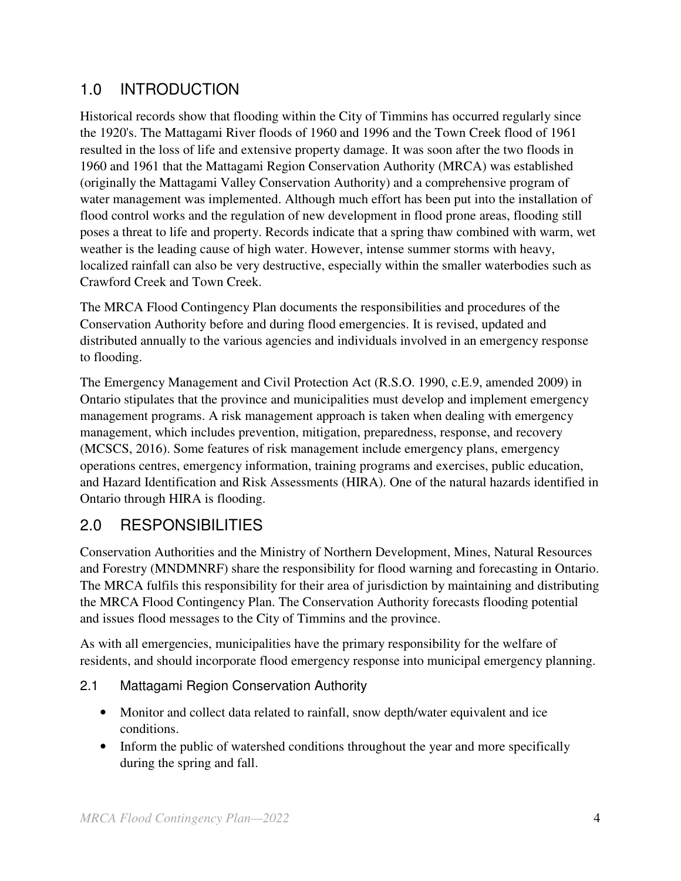## 1.0 INTRODUCTION

Historical records show that flooding within the City of Timmins has occurred regularly since the 1920's. The Mattagami River floods of 1960 and 1996 and the Town Creek flood of 1961 resulted in the loss of life and extensive property damage. It was soon after the two floods in 1960 and 1961 that the Mattagami Region Conservation Authority (MRCA) was established (originally the Mattagami Valley Conservation Authority) and a comprehensive program of water management was implemented. Although much effort has been put into the installation of flood control works and the regulation of new development in flood prone areas, flooding still poses a threat to life and property. Records indicate that a spring thaw combined with warm, wet weather is the leading cause of high water. However, intense summer storms with heavy, localized rainfall can also be very destructive, especially within the smaller waterbodies such as Crawford Creek and Town Creek.

The MRCA Flood Contingency Plan documents the responsibilities and procedures of the Conservation Authority before and during flood emergencies. It is revised, updated and distributed annually to the various agencies and individuals involved in an emergency response to flooding.

The Emergency Management and Civil Protection Act (R.S.O. 1990, c.E.9, amended 2009) in Ontario stipulates that the province and municipalities must develop and implement emergency management programs. A risk management approach is taken when dealing with emergency management, which includes prevention, mitigation, preparedness, response, and recovery (MCSCS, 2016). Some features of risk management include emergency plans, emergency operations centres, emergency information, training programs and exercises, public education, and Hazard Identification and Risk Assessments (HIRA). One of the natural hazards identified in Ontario through HIRA is flooding.

## 2.0 RESPONSIBILITIES

Conservation Authorities and the Ministry of Northern Development, Mines, Natural Resources and Forestry (MNDMNRF) share the responsibility for flood warning and forecasting in Ontario. The MRCA fulfils this responsibility for their area of jurisdiction by maintaining and distributing the MRCA Flood Contingency Plan. The Conservation Authority forecasts flooding potential and issues flood messages to the City of Timmins and the province.

As with all emergencies, municipalities have the primary responsibility for the welfare of residents, and should incorporate flood emergency response into municipal emergency planning.

### 2.1 Mattagami Region Conservation Authority

- Monitor and collect data related to rainfall, snow depth/water equivalent and ice conditions.
- Inform the public of watershed conditions throughout the year and more specifically during the spring and fall.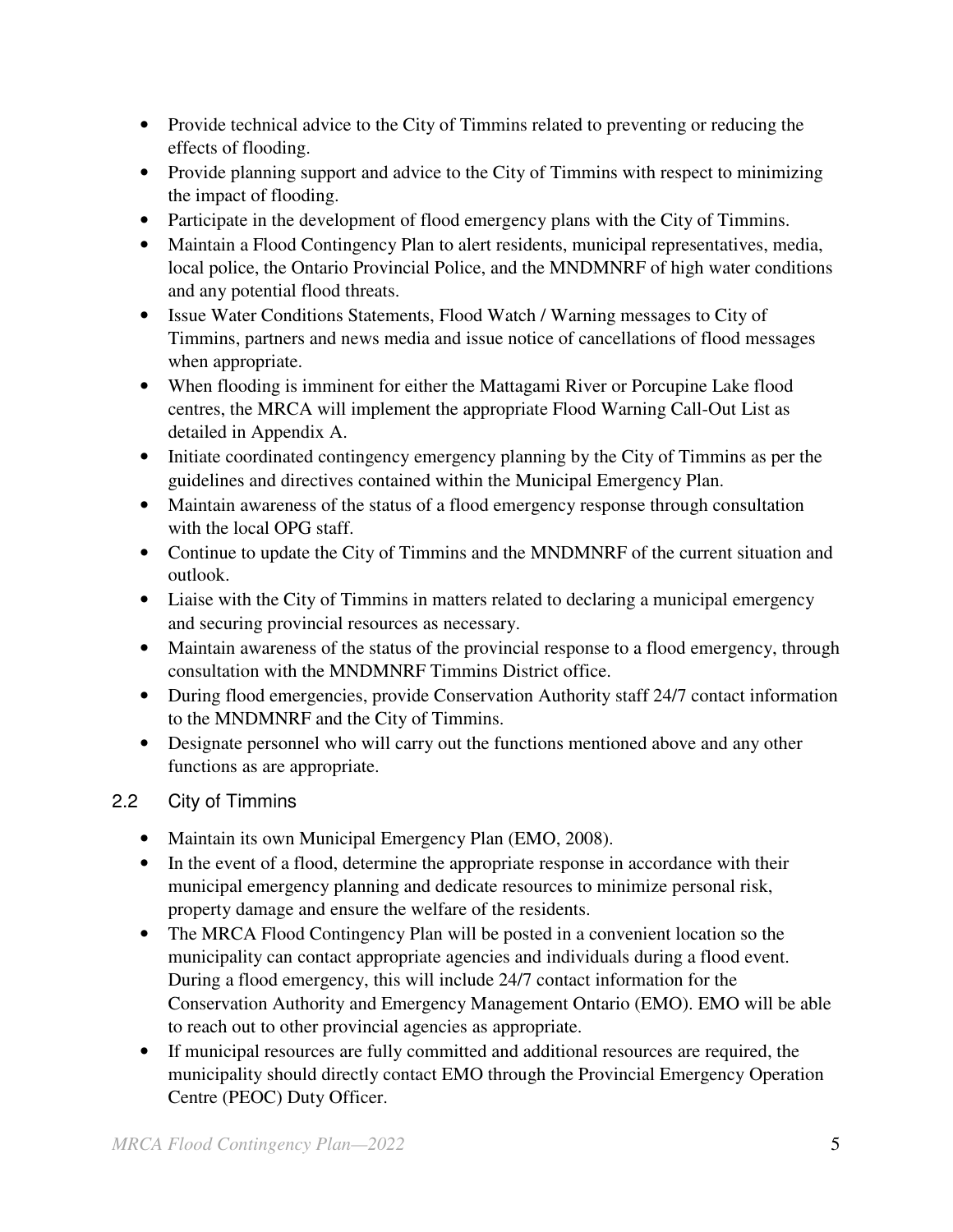- Provide technical advice to the City of Timmins related to preventing or reducing the effects of flooding.
- Provide planning support and advice to the City of Timmins with respect to minimizing the impact of flooding.
- Participate in the development of flood emergency plans with the City of Timmins.
- Maintain a Flood Contingency Plan to alert residents, municipal representatives, media, local police, the Ontario Provincial Police, and the MNDMNRF of high water conditions and any potential flood threats.
- Issue Water Conditions Statements, Flood Watch / Warning messages to City of Timmins, partners and news media and issue notice of cancellations of flood messages when appropriate.
- When flooding is imminent for either the Mattagami River or Porcupine Lake flood centres, the MRCA will implement the appropriate Flood Warning Call-Out List as detailed in Appendix A.
- Initiate coordinated contingency emergency planning by the City of Timmins as per the guidelines and directives contained within the Municipal Emergency Plan.
- Maintain awareness of the status of a flood emergency response through consultation with the local OPG staff.
- Continue to update the City of Timmins and the MNDMNRF of the current situation and outlook.
- Liaise with the City of Timmins in matters related to declaring a municipal emergency and securing provincial resources as necessary.
- Maintain awareness of the status of the provincial response to a flood emergency, through consultation with the MNDMNRF Timmins District office.
- During flood emergencies, provide Conservation Authority staff 24/7 contact information to the MNDMNRF and the City of Timmins.
- Designate personnel who will carry out the functions mentioned above and any other functions as are appropriate.

## 2.2 City of Timmins

- Maintain its own Municipal Emergency Plan (EMO, 2008).
- In the event of a flood, determine the appropriate response in accordance with their municipal emergency planning and dedicate resources to minimize personal risk, property damage and ensure the welfare of the residents.
- The MRCA Flood Contingency Plan will be posted in a convenient location so the municipality can contact appropriate agencies and individuals during a flood event. During a flood emergency, this will include 24/7 contact information for the Conservation Authority and Emergency Management Ontario (EMO). EMO will be able to reach out to other provincial agencies as appropriate.
- If municipal resources are fully committed and additional resources are required, the municipality should directly contact EMO through the Provincial Emergency Operation Centre (PEOC) Duty Officer.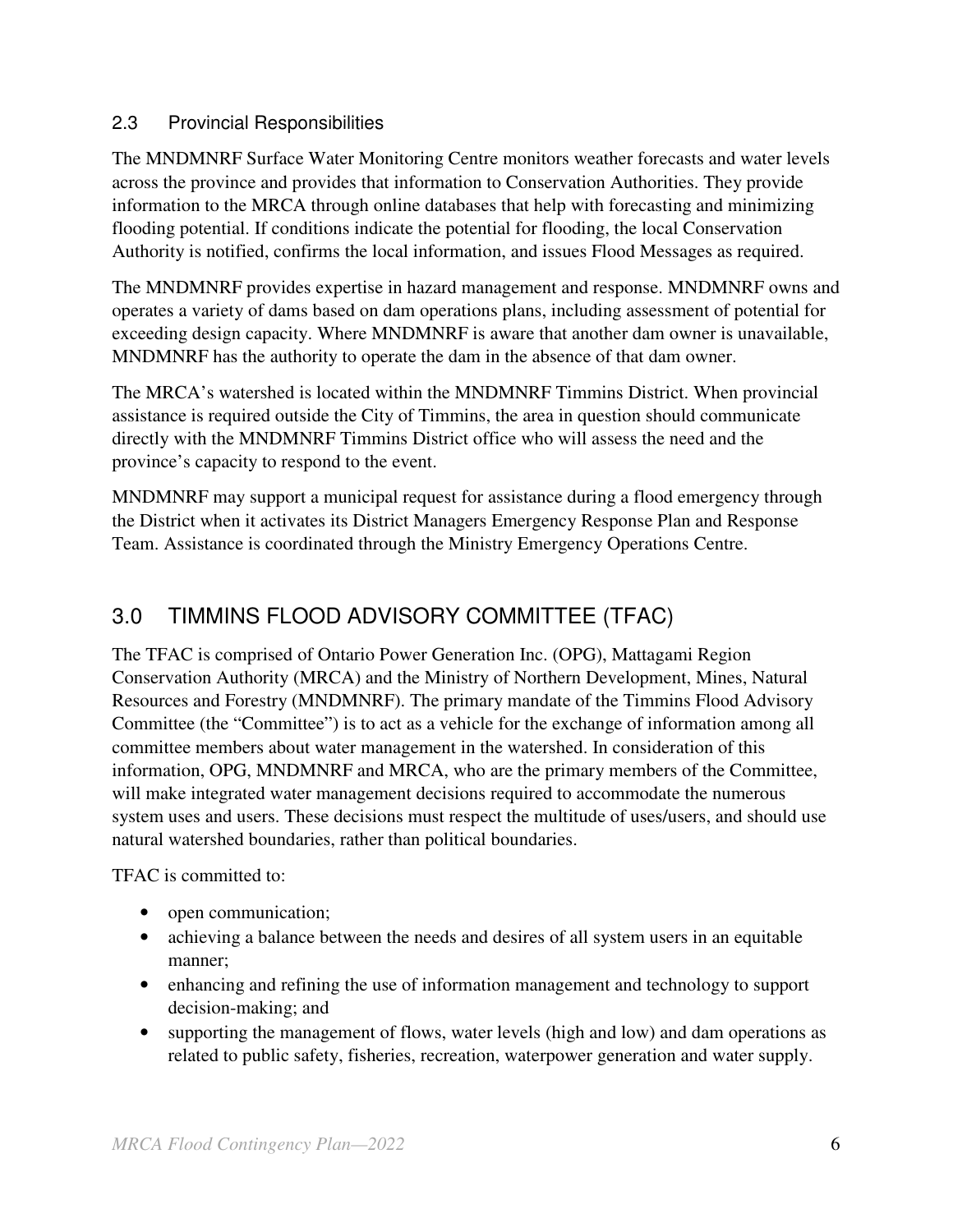## 2.3 Provincial Responsibilities

The MNDMNRF Surface Water Monitoring Centre monitors weather forecasts and water levels across the province and provides that information to Conservation Authorities. They provide information to the MRCA through online databases that help with forecasting and minimizing flooding potential. If conditions indicate the potential for flooding, the local Conservation Authority is notified, confirms the local information, and issues Flood Messages as required.

The MNDMNRF provides expertise in hazard management and response. MNDMNRF owns and operates a variety of dams based on dam operations plans, including assessment of potential for exceeding design capacity. Where MNDMNRF is aware that another dam owner is unavailable, MNDMNRF has the authority to operate the dam in the absence of that dam owner.

The MRCA's watershed is located within the MNDMNRF Timmins District. When provincial assistance is required outside the City of Timmins, the area in question should communicate directly with the MNDMNRF Timmins District office who will assess the need and the province's capacity to respond to the event.

MNDMNRF may support a municipal request for assistance during a flood emergency through the District when it activates its District Managers Emergency Response Plan and Response Team. Assistance is coordinated through the Ministry Emergency Operations Centre.

# 3.0 TIMMINS FLOOD ADVISORY COMMITTEE (TFAC)

The TFAC is comprised of Ontario Power Generation Inc. (OPG), Mattagami Region Conservation Authority (MRCA) and the Ministry of Northern Development, Mines, Natural Resources and Forestry (MNDMNRF). The primary mandate of the Timmins Flood Advisory Committee (the "Committee") is to act as a vehicle for the exchange of information among all committee members about water management in the watershed. In consideration of this information, OPG, MNDMNRF and MRCA, who are the primary members of the Committee, will make integrated water management decisions required to accommodate the numerous system uses and users. These decisions must respect the multitude of uses/users, and should use natural watershed boundaries, rather than political boundaries.

TFAC is committed to:

- open communication;
- achieving a balance between the needs and desires of all system users in an equitable manner;
- enhancing and refining the use of information management and technology to support decision-making; and
- supporting the management of flows, water levels (high and low) and dam operations as related to public safety, fisheries, recreation, waterpower generation and water supply.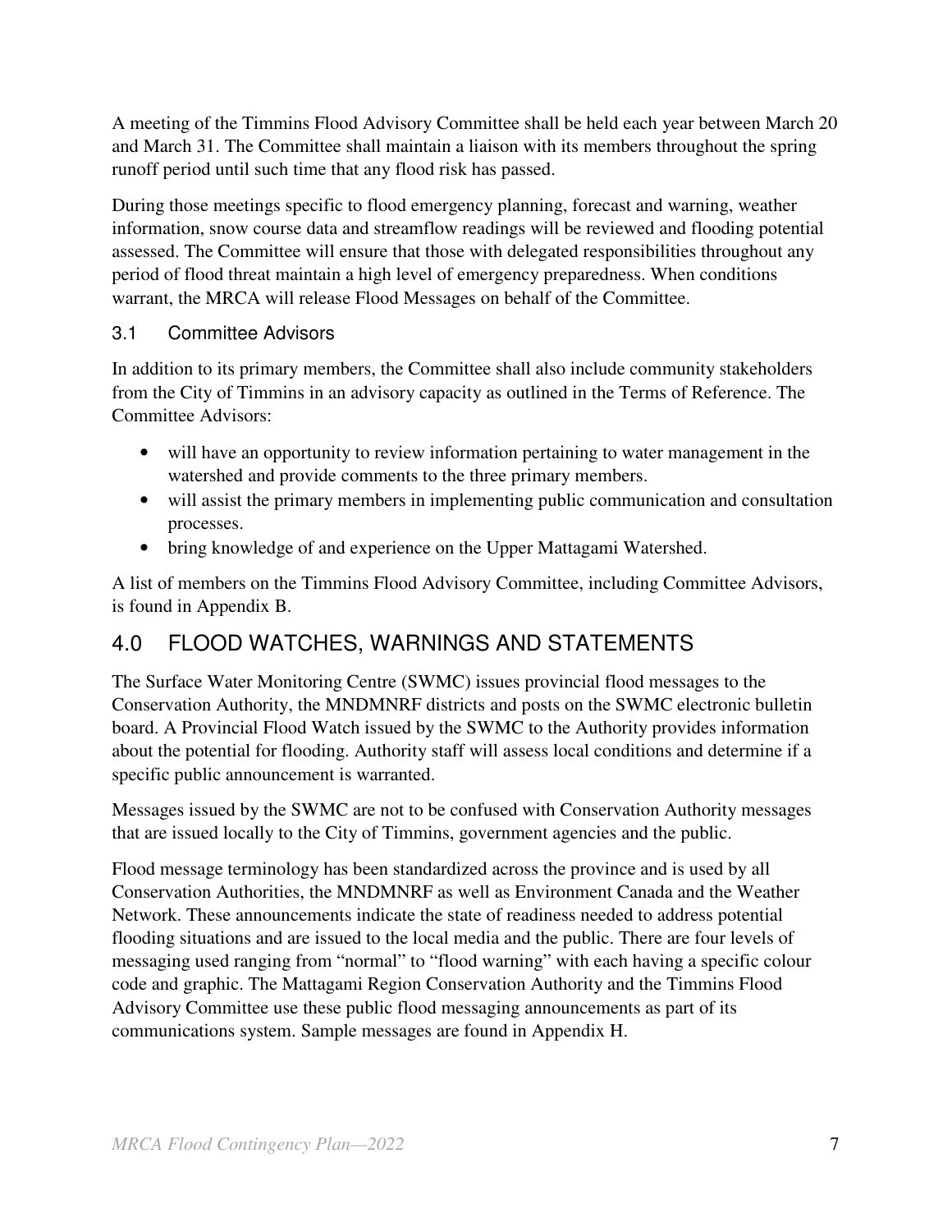A meeting of the Timmins Flood Advisory Committee shall be held each year between March 20 and March 31. The Committee shall maintain a liaison with its members throughout the spring runoff period until such time that any flood risk has passed.

During those meetings specific to flood emergency planning, forecast and warning, weather information, snow course data and streamflow readings will be reviewed and flooding potential assessed. The Committee will ensure that those with delegated responsibilities throughout any period of flood threat maintain a high level of emergency preparedness. When conditions warrant, the MRCA will release Flood Messages on behalf of the Committee.

### 3.1 Committee Advisors

In addition to its primary members, the Committee shall also include community stakeholders from the City of Timmins in an advisory capacity as outlined in the Terms of Reference. The Committee Advisors:

- will have an opportunity to review information pertaining to water management in the watershed and provide comments to the three primary members.
- will assist the primary members in implementing public communication and consultation processes.
- bring knowledge of and experience on the Upper Mattagami Watershed.

A list of members on the Timmins Flood Advisory Committee, including Committee Advisors, is found in Appendix B.

## 4.0 FLOOD WATCHES, WARNINGS AND STATEMENTS

The Surface Water Monitoring Centre (SWMC) issues provincial flood messages to the Conservation Authority, the MNDMNRF districts and posts on the SWMC electronic bulletin board. A Provincial Flood Watch issued by the SWMC to the Authority provides information about the potential for flooding. Authority staff will assess local conditions and determine if a specific public announcement is warranted.

Messages issued by the SWMC are not to be confused with Conservation Authority messages that are issued locally to the City of Timmins, government agencies and the public.

Flood message terminology has been standardized across the province and is used by all Conservation Authorities, the MNDMNRF as well as Environment Canada and the Weather Network. These announcements indicate the state of readiness needed to address potential flooding situations and are issued to the local media and the public. There are four levels of messaging used ranging from "normal" to "flood warning" with each having a specific colour code and graphic. The Mattagami Region Conservation Authority and the Timmins Flood Advisory Committee use these public flood messaging announcements as part of its communications system. Sample messages are found in Appendix H.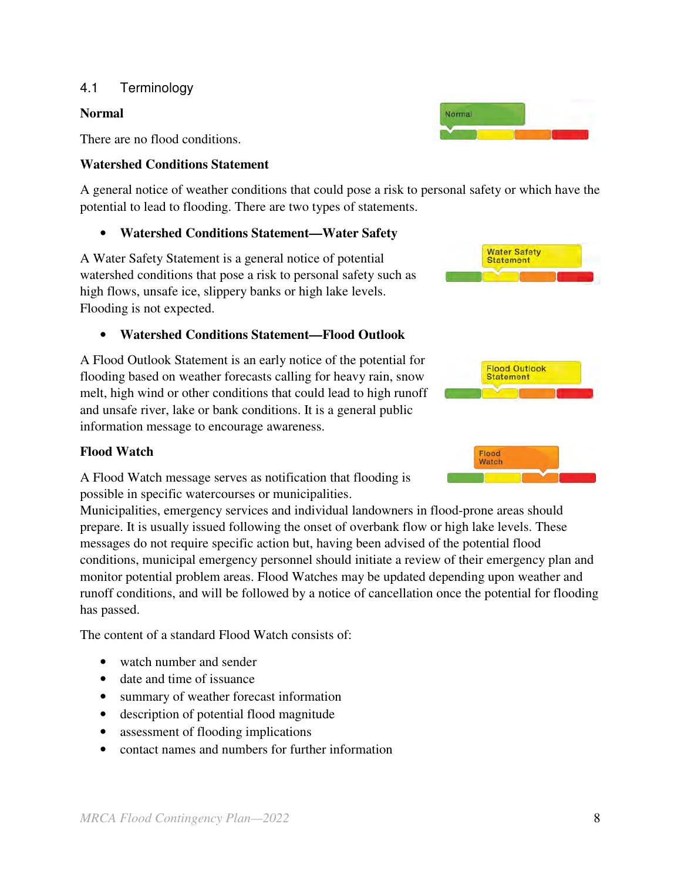## 4.1 Terminology

**Normal**

There are no flood conditions.

**Watershed Conditions Statement**

A general notice of weather conditions that could pose a risk to personal safety or which have the potential to lead to flooding. There are two types of statements.

- **Watershed Conditions Statement—Water Safety**

A Water Safety Statement is a general notice of potential watershed conditions that pose a risk to personal safety such as high flows, unsafe ice, slippery banks or high lake levels. Flooding is not expected.

- **Watershed Conditions Statement—Flood Outlook**

A Flood Outlook Statement is an early notice of the potential for flooding based on weather forecasts calling for heavy rain, snow melt, high wind or other conditions that could lead to high runoff and unsafe river, lake or bank conditions. It is a general public information message to encourage awareness.

**Flood Watch**

A Flood Watch message serves as notification that flooding is possible in specific watercourses or municipalities. Municipalities, emergency services and individual landowners in flood-prone areas should prepare. It is usually issued following the onset of overbank flow or high lake levels. These messages do not require specific action but, having been advised of the potential flood conditions, municipal emergency personnel should initiate a review of their emergency plan and monitor potential problem areas. Flood Watches may be updated depending upon weather and runoff conditions, and will be followed by a notice of cancellation once the potential for flooding has passed.

The content of a standard Flood Watch consists of:

- watch number and sender
- date and time of issuance
- summary of weather forecast information
- description of potential flood magnitude
- assessment of flooding implications
- contact names and numbers for further information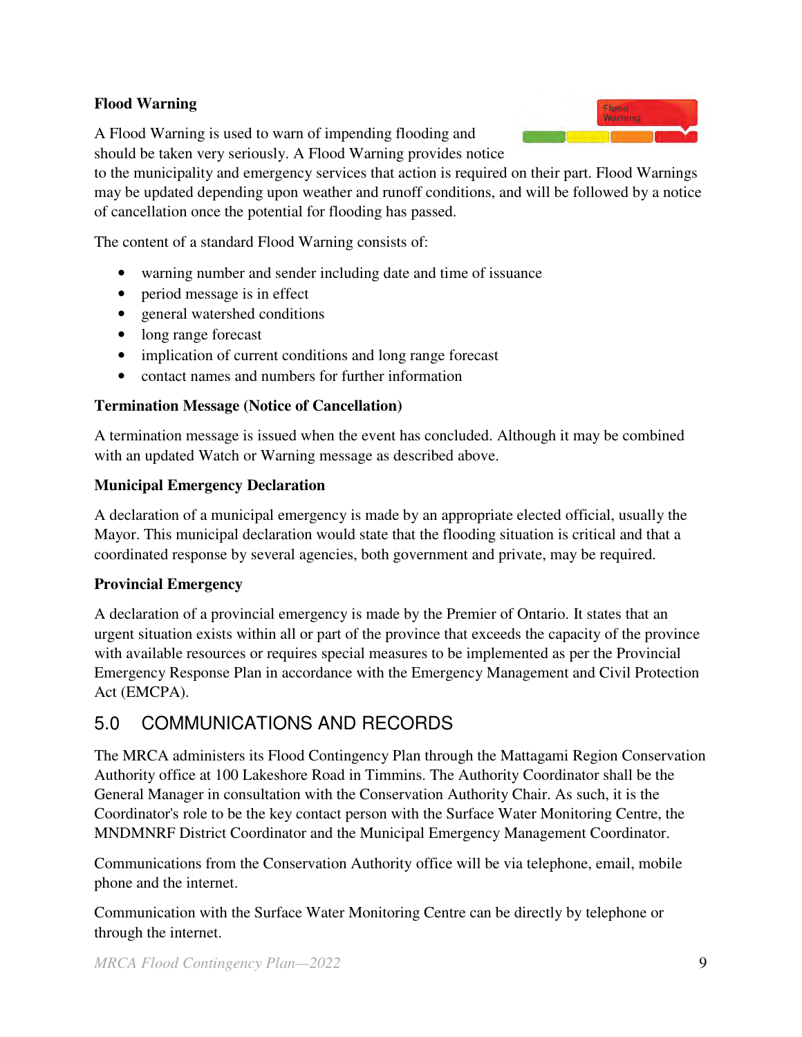**Flood Warning**

A Flood Warning is used to warn of impending flooding and should be taken very seriously. A Flood Warning provides notice to the municipality and emergency services that action is required on their part. Flood Warnings may be updated depending upon weather and runoff conditions, and will be followed by a notice of cancellation once the potential for flooding has passed.

The content of a standard Flood Warning consists of:

- warning number and sender including date and time of issuance
- period message is in effect
- general watershed conditions
- long range forecast
- implication of current conditions and long range forecast
- contact names and numbers for further information

**Termination Message (Notice of Cancellation)**

A termination message is issued when the event has concluded. Although it may be combined with an updated Watch or Warning message as described above.

**Municipal Emergency Declaration**

A declaration of a municipal emergency is made by an appropriate elected official, usually the Mayor. This municipal declaration would state that the flooding situation is critical and that a coordinated response by several agencies, both government and private, may be required.

**Provincial Emergency**

A declaration of a provincial emergency is made by the Premier of Ontario. It states that an urgent situation exists within all or part of the province that exceeds the capacity of the province with available resources or requires special measures to be implemented as per the Provincial Emergency Response Plan in accordance with the Emergency Management and Civil Protection Act (EMCPA).

## 5.0 COMMUNICATIONS AND RECORDS

The MRCA administers its Flood Contingency Plan through the Mattagami Region Conservation Authority office at 100 Lakeshore Road in Timmins. The Authority Coordinator shall be the General Manager in consultation with the Conservation Authority Chair. As such, it is the Coordinator's role to be the key contact person with the Surface Water Monitoring Centre, the MNDMNRF District Coordinator and the Municipal Emergency Management Coordinator.

Communications from the Conservation Authority office will be via telephone, email, mobile phone and the internet.

Communication with the Surface Water Monitoring Centre can be directly by telephone or through the internet.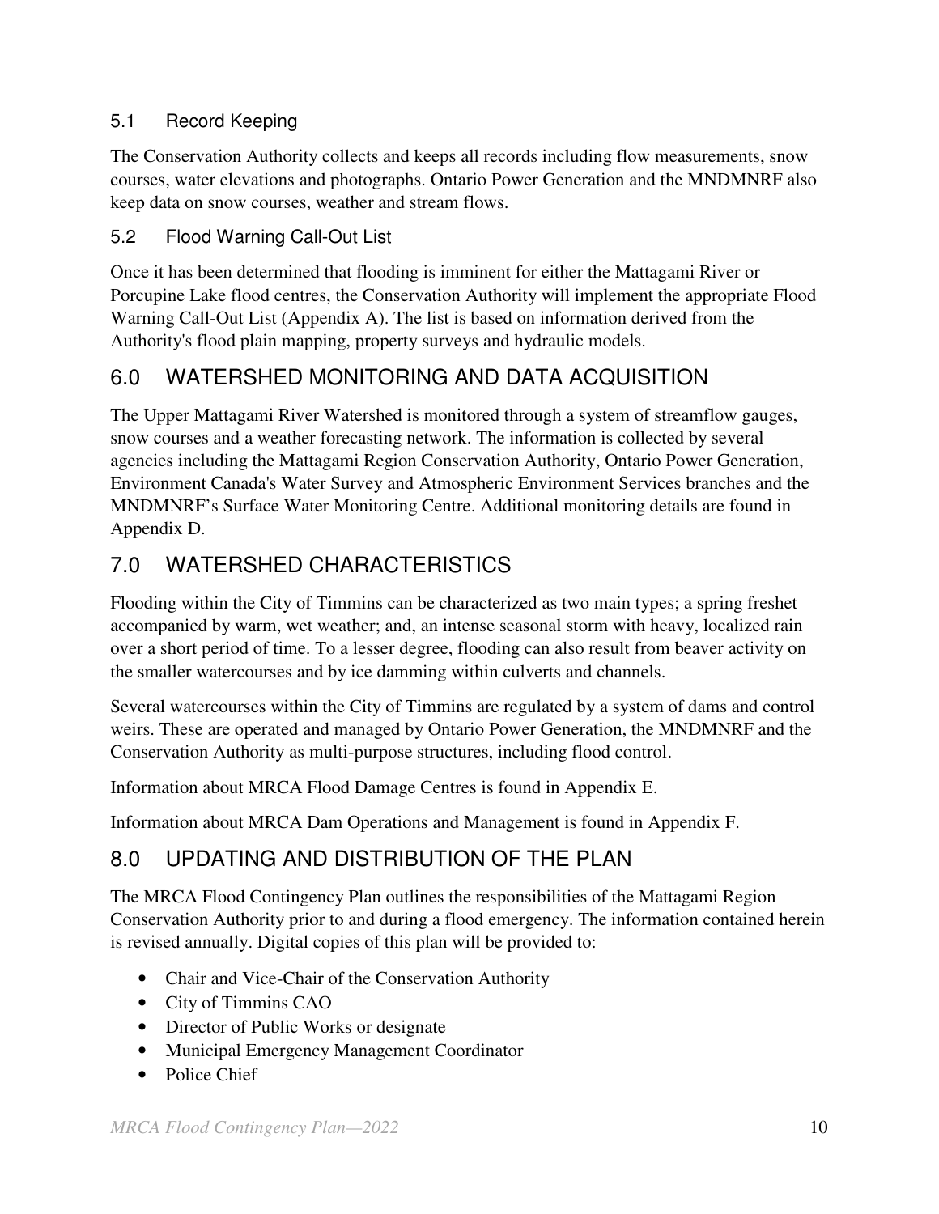### 5.1 Record Keeping

The Conservation Authority collects and keeps all records including flow measurements, snow courses, water elevations and photographs. Ontario Power Generation and the MNDMNRF also keep data on snow courses, weather and stream flows.

### 5.2 Flood Warning Call-Out List

Once it has been determined that flooding is imminent for either the Mattagami River or Porcupine Lake flood centres, the Conservation Authority will implement the appropriate Flood Warning Call-Out List (Appendix A). The list is based on information derived from the Authority's flood plain mapping, property surveys and hydraulic models.

## 6.0 WATERSHED MONITORING AND DATA ACQUISITION

The Upper Mattagami River Watershed is monitored through a system of streamflow gauges, snow courses and a weather forecasting network. The information is collected by several agencies including the Mattagami Region Conservation Authority, Ontario Power Generation, Environment Canada's Water Survey and Atmospheric Environment Services branches and the MNDMNRF's Surface Water Monitoring Centre. Additional monitoring details are found in Appendix D.

## 7.0 WATERSHED CHARACTERISTICS

Flooding within the City of Timmins can be characterized as two main types; a spring freshet accompanied by warm, wet weather; and, an intense seasonal storm with heavy, localized rain over a short period of time. To a lesser degree, flooding can also result from beaver activity on the smaller watercourses and by ice damming within culverts and channels.

Several watercourses within the City of Timmins are regulated by a system of dams and control weirs. These are operated and managed by Ontario Power Generation, the MNDMNRF and the Conservation Authority as multi-purpose structures, including flood control.

Information about MRCA Flood Damage Centres is found in Appendix E.

Information about MRCA Dam Operations and Management is found in Appendix F.

## 8.0 UPDATING AND DISTRIBUTION OF THE PLAN

The MRCA Flood Contingency Plan outlines the responsibilities of the Mattagami Region Conservation Authority prior to and during a flood emergency. The information contained herein is revised annually. Digital copies of this plan will be provided to:

- Chair and Vice-Chair of the Conservation Authority
- City of Timmins CAO
- Director of Public Works or designate
- Municipal Emergency Management Coordinator
- Police Chief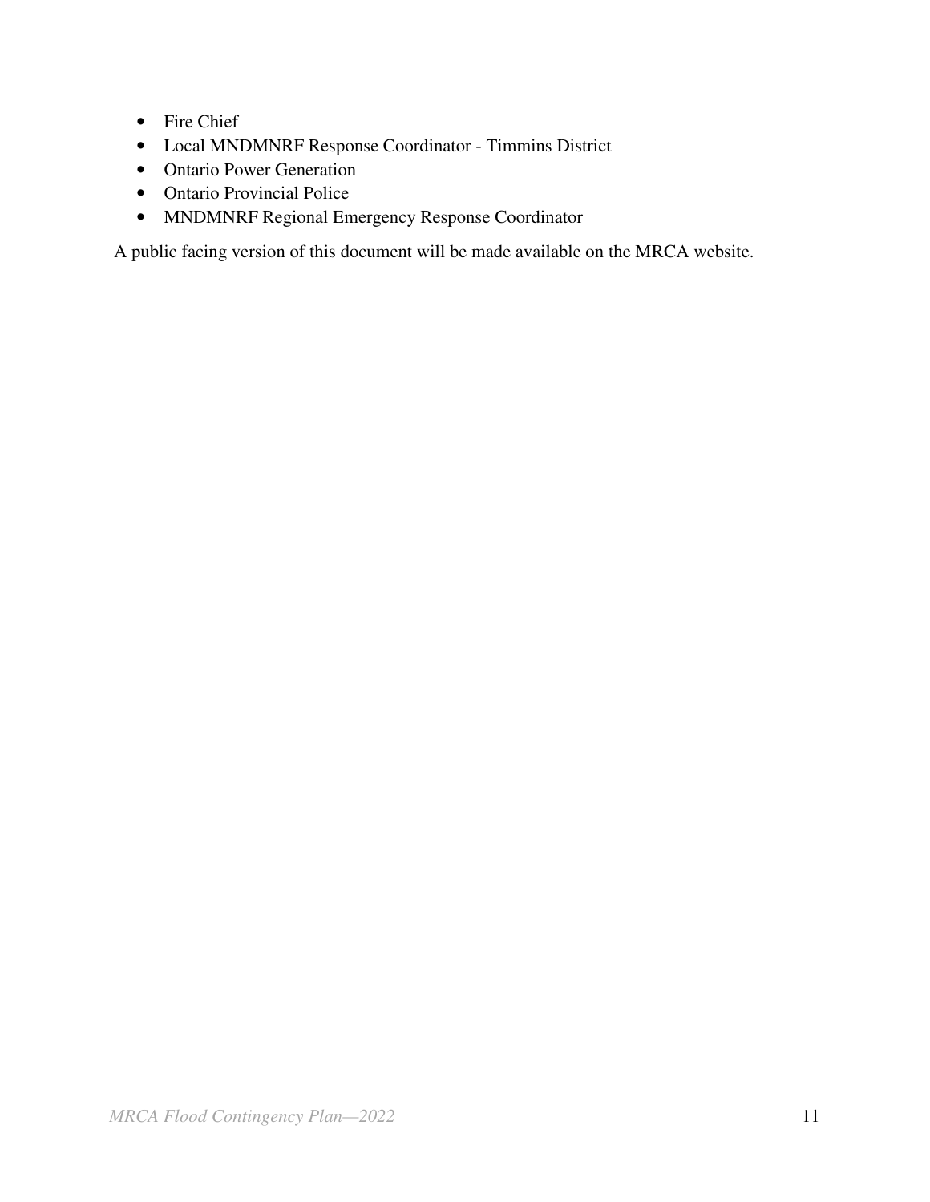- Fire Chief
- Local MNDMNRF Response Coordinator - Timmins District
- Ontario Power Generation
- Ontario Provincial Police
- MNDMNRF Regional Emergency Response Coordinator

A public facing version of this document will be made available on the MRCA website.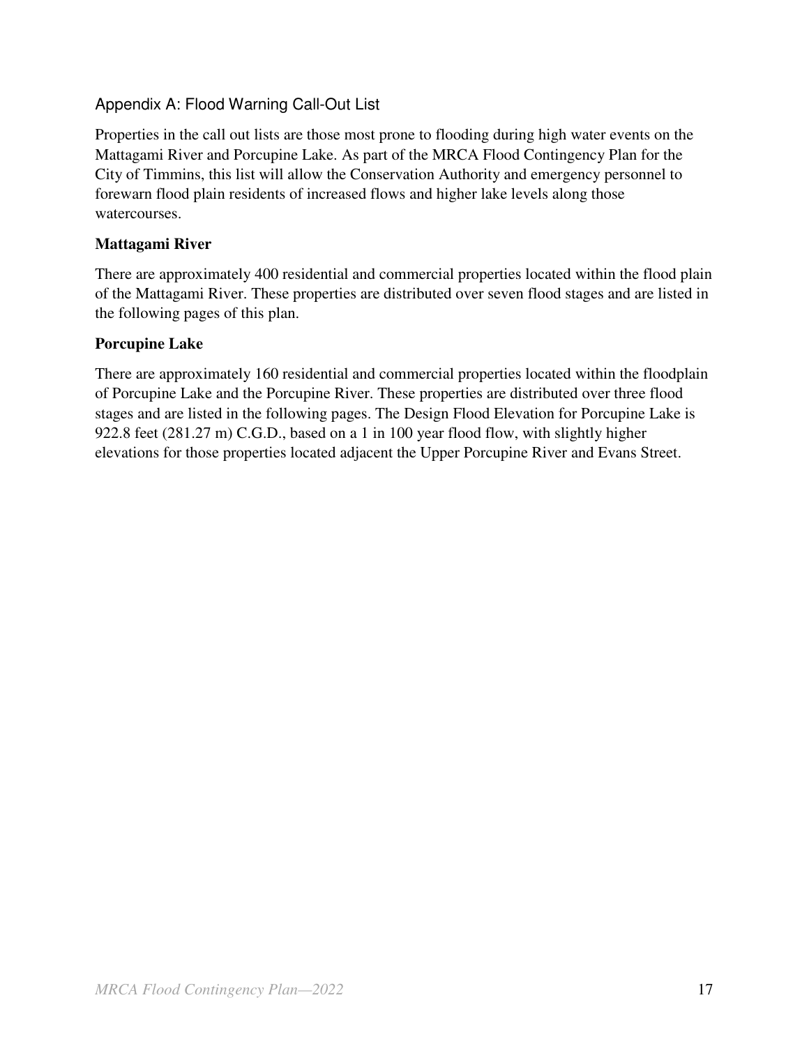## Appendix A: Flood Warning Call-Out List

Properties in the call out lists are those most prone to flooding during high water events on the Mattagami River and Porcupine Lake. As part of the MRCA Flood Contingency Plan for the City of Timmins, this list will allow the Conservation Authority and emergency personnel to forewarn flood plain residents of increased flows and higher lake levels along those watercourses.

### Mattagami River

There are approximately 400 residential and commercial properties located within the flood plain of the Mattagami River. These properties are distributed over seven flood stages and are listed in the following pages of this plan.

### Porcupine Lake

There are approximately 160 residential and commercial properties located within the floodplain of Porcupine Lake and the Porcupine River. These properties are distributed over three flood stages and are listed in the following pages. The Design Flood Elevation for Porcupine Lake is 922.8 feet (281.27 m) C.G.D., based on a 1 in 100 year flood flow, with slightly higher elevations for those properties located adjacent the Upper Porcupine River and Evans Street.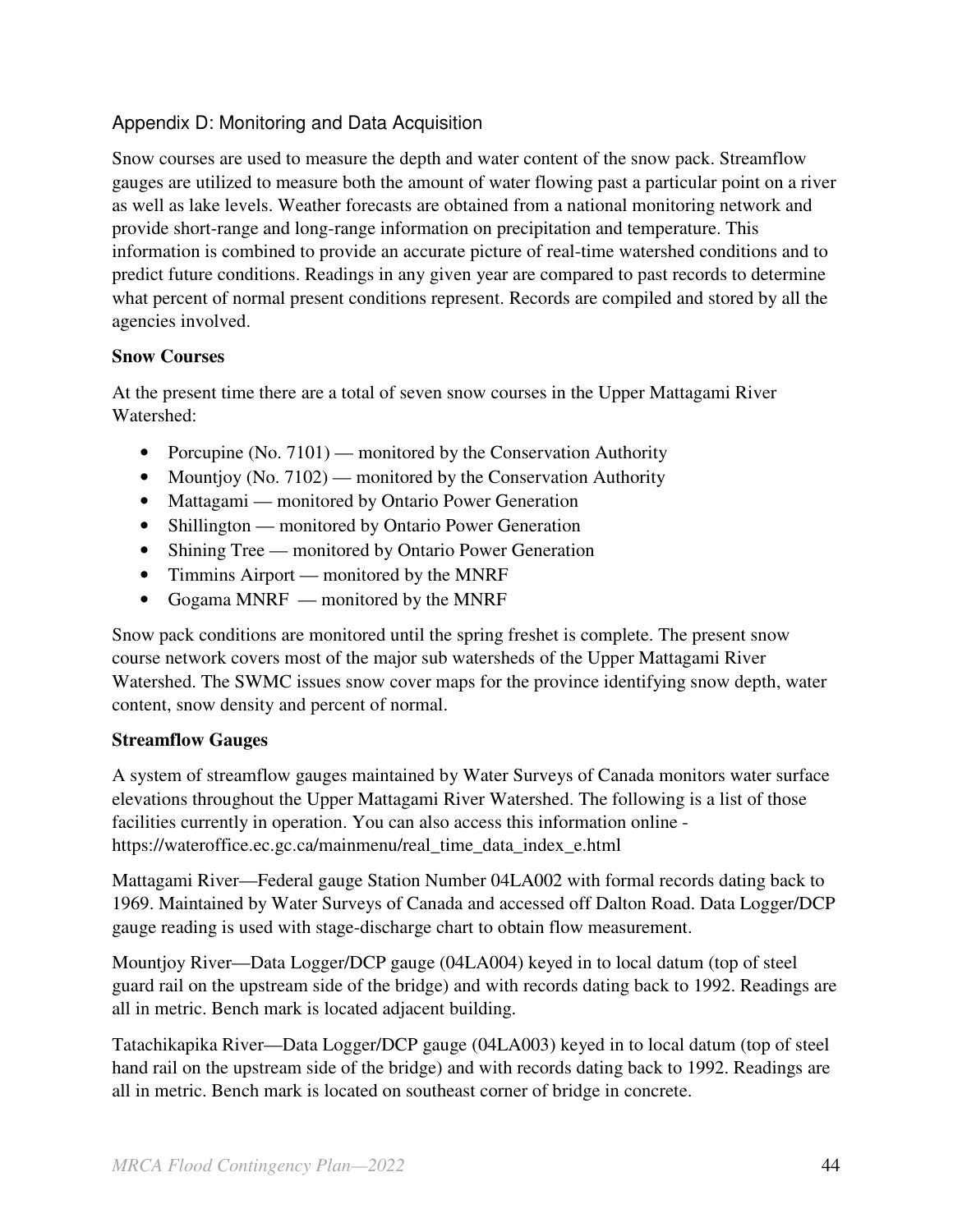## Appendix D: Monitoring and Data Acquisition

Snow courses are used to measure the depth and water content of the snow pack. Streamflow gauges are utilized to measure both the amount of water flowing past a particular point on a river as well as lake levels. Weather forecasts are obtained from a national monitoring network and provide short-range and long-range information on precipitation and temperature. This information is combined to provide an accurate picture of real-time watershed conditions and to predict future conditions. Readings in any given year are compared to past records to determine what percent of normal present conditions represent. Records are compiled and stored by all the agencies involved.

**Snow Courses**

At the present time there are a total of seven snow courses in the Upper Mattagami River Watershed:

- Porcupine (No. 7101) — monitored by the Conservation Authority
- Mountjoy (No. 7102) — monitored by the Conservation Authority
- Mattagami — monitored by Ontario Power Generation
- Shillington — monitored by Ontario Power Generation
- Shining Tree — monitored by Ontario Power Generation
- Timmins Airport — monitored by the MNRF
- Gogama MNRF — monitored by the MNRF

Snow pack conditions are monitored until the spring freshet is complete. The present snow course network covers most of the major sub watersheds of the Upper Mattagami River Watershed. The SWMC issues snow cover maps for the province identifying snow depth, water content, snow density and percent of normal.

**Streamflow Gauges**

A system of streamflow gauges maintained by Water Surveys of Canada monitors water surface elevations throughout the Upper Mattagami River Watershed. The following is a list of those facilities currently in operation. You can also access this information online - https://wateroffice.ec.gc.ca/mainmenu/real_time_data_index_e.html

Mattagami River—Federal gauge Station Number 04LA002 with formal records dating back to 1969. Maintained by Water Surveys of Canada and accessed off Dalton Road. Data Logger/DCP gauge reading is used with stage-discharge chart to obtain flow measurement.

Mountjoy River—Data Logger/DCP gauge (04LA004) keyed in to local datum (top of steel guard rail on the upstream side of the bridge) and with records dating back to 1992. Readings are all in metric. Bench mark is located adjacent building.

Tatachikapika River—Data Logger/DCP gauge (04LA003) keyed in to local datum (top of steel hand rail on the upstream side of the bridge) and with records dating back to 1992. Readings are all in metric. Bench mark is located on southeast corner of bridge in concrete.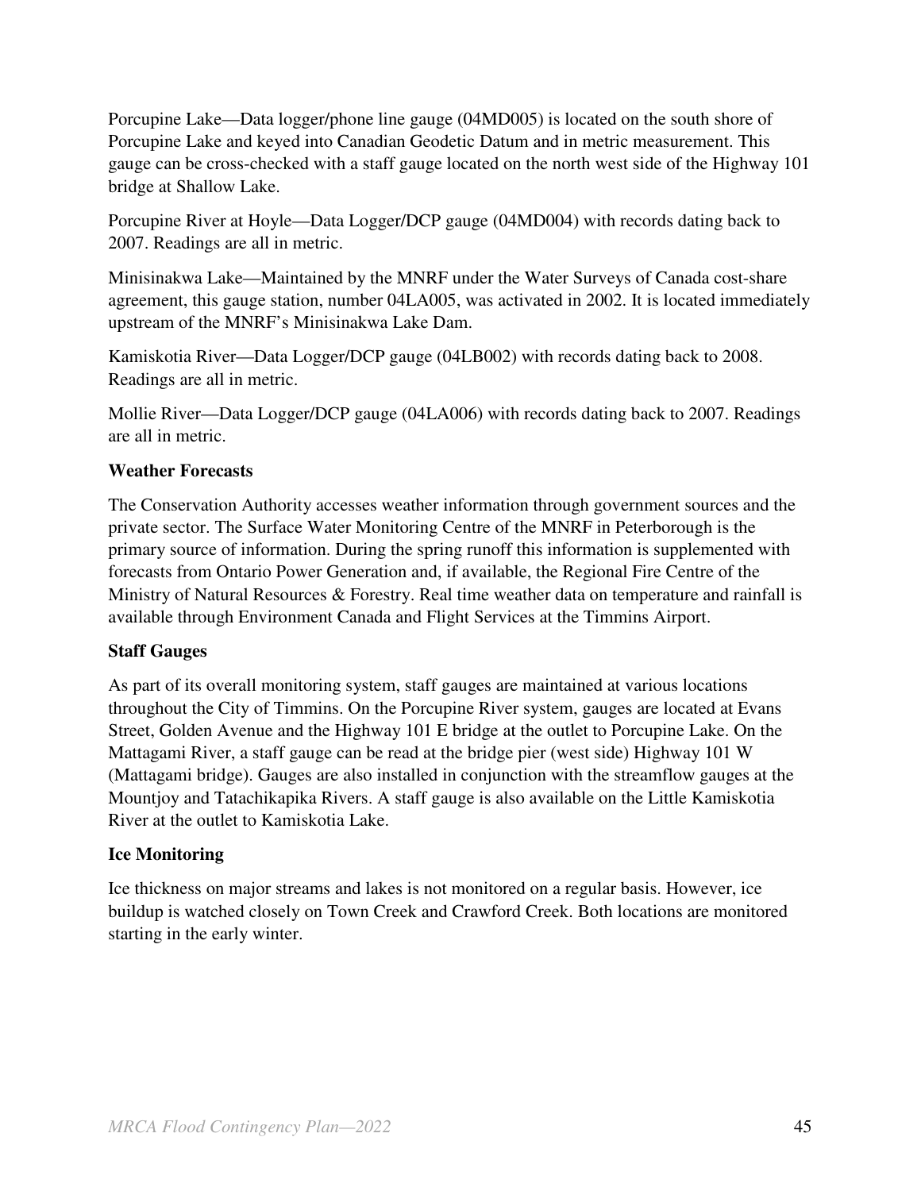Porcupine Lake—Data logger/phone line gauge (04MD005) is located on the south shore of Porcupine Lake and keyed into Canadian Geodetic Datum and in metric measurement. This gauge can be cross-checked with a staff gauge located on the north west side of the Highway 101 bridge at Shallow Lake.

Porcupine River at Hoyle—Data Logger/DCP gauge (04MD004) with records dating back to 2007. Readings are all in metric.

Minisinakwa Lake—Maintained by the MNRF under the Water Surveys of Canada cost-share agreement, this gauge station, number 04LA005, was activated in 2002. It is located immediately upstream of the MNRF's Minisinakwa Lake Dam.

Kamiskotia River—Data Logger/DCP gauge (04LB002) with records dating back to 2008. Readings are all in metric.

Mollie River—Data Logger/DCP gauge (04LA006) with records dating back to 2007. Readings are all in metric.

### Weather Forecasts

The Conservation Authority accesses weather information through government sources and the private sector. The Surface Water Monitoring Centre of the MNRF in Peterborough is the primary source of information. During the spring runoff this information is supplemented with forecasts from Ontario Power Generation and, if available, the Regional Fire Centre of the Ministry of Natural Resources & Forestry. Real time weather data on temperature and rainfall is available through Environment Canada and Flight Services at the Timmins Airport.

### Staff Gauges

As part of its overall monitoring system, staff gauges are maintained at various locations throughout the City of Timmins. On the Porcupine River system, gauges are located at Evans Street, Golden Avenue and the Highway 101 E bridge at the outlet to Porcupine Lake. On the Mattagami River, a staff gauge can be read at the bridge pier (west side) Highway 101 W (Mattagami bridge). Gauges are also installed in conjunction with the streamflow gauges at the Mountjoy and Tatachikapika Rivers. A staff gauge is also available on the Little Kamiskotia River at the outlet to Kamiskotia Lake.

### Ice Monitoring

Ice thickness on major streams and lakes is not monitored on a regular basis. However, ice buildup is watched closely on Town Creek and Crawford Creek. Both locations are monitored starting in the early winter.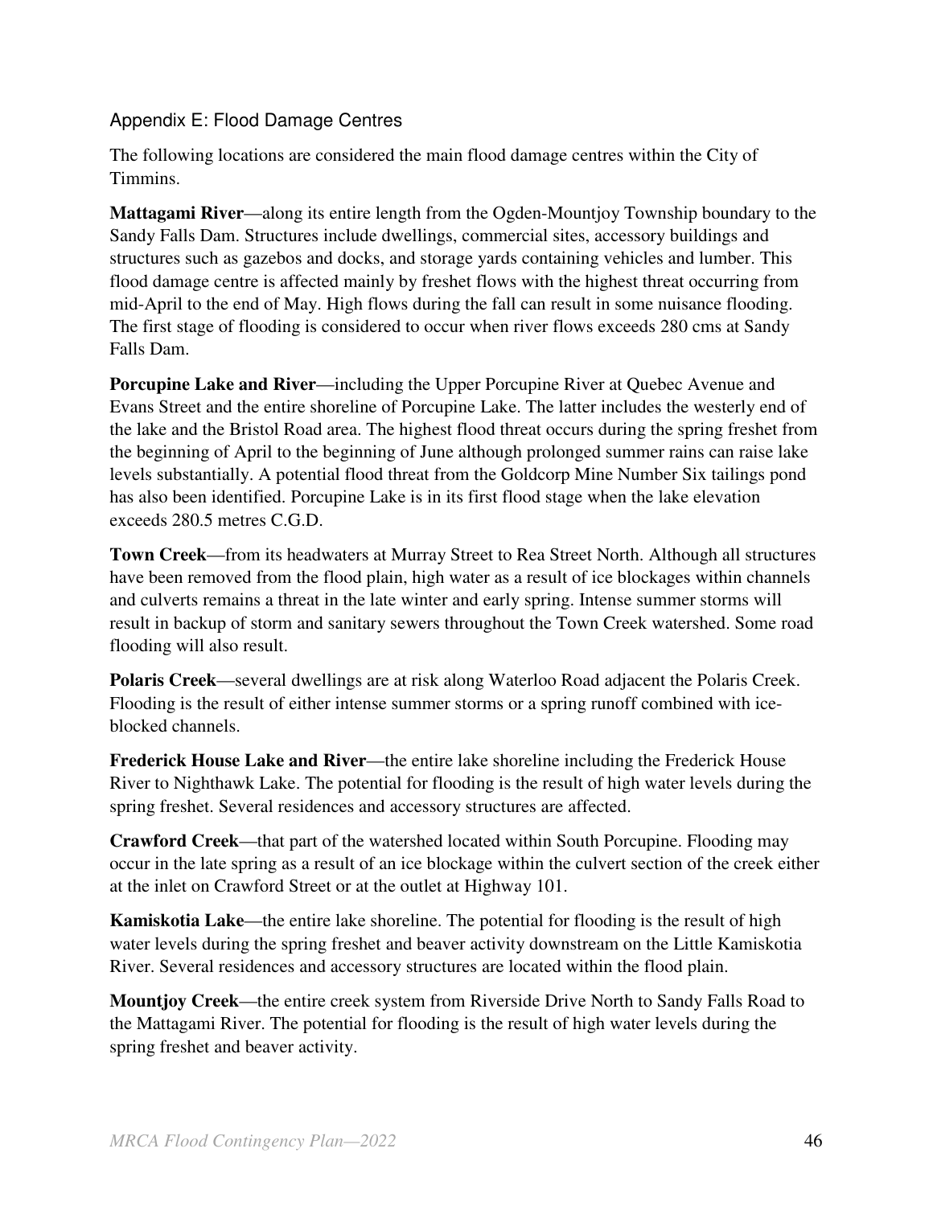## Appendix E: Flood Damage Centres

The following locations are considered the main flood damage centres within the City of Timmins.

**Mattagami River**—along its entire length from the Ogden-Mountjoy Township boundary to the Sandy Falls Dam. Structures include dwellings, commercial sites, accessory buildings and structures such as gazebos and docks, and storage yards containing vehicles and lumber. This flood damage centre is affected mainly by freshet flows with the highest threat occurring from mid-April to the end of May. High flows during the fall can result in some nuisance flooding. The first stage of flooding is considered to occur when river flows exceeds 280 cms at Sandy Falls Dam.

**Porcupine Lake and River**—including the Upper Porcupine River at Quebec Avenue and Evans Street and the entire shoreline of Porcupine Lake. The latter includes the westerly end of the lake and the Bristol Road area. The highest flood threat occurs during the spring freshet from the beginning of April to the beginning of June although prolonged summer rains can raise lake levels substantially. A potential flood threat from the Goldcorp Mine Number Six tailings pond has also been identified. Porcupine Lake is in its first flood stage when the lake elevation exceeds 280.5 metres C.G.D.

**Town Creek**—from its headwaters at Murray Street to Rea Street North. Although all structures have been removed from the flood plain, high water as a result of ice blockages within channels and culverts remains a threat in the late winter and early spring. Intense summer storms will result in backup of storm and sanitary sewers throughout the Town Creek watershed. Some road flooding will also result.

**Polaris Creek**—several dwellings are at risk along Waterloo Road adjacent the Polaris Creek. Flooding is the result of either intense summer storms or a spring runoff combined with ice-blocked channels.

**Frederick House Lake and River**—the entire lake shoreline including the Frederick House River to Nighthawk Lake. The potential for flooding is the result of high water levels during the spring freshet. Several residences and accessory structures are affected.

**Crawford Creek**—that part of the watershed located within South Porcupine. Flooding may occur in the late spring as a result of an ice blockage within the culvert section of the creek either at the inlet on Crawford Street or at the outlet at Highway 101.

**Kamiskotia Lake**—the entire lake shoreline. The potential for flooding is the result of high water levels during the spring freshet and beaver activity downstream on the Little Kamiskotia River. Several residences and accessory structures are located within the flood plain.

**Mountjoy Creek**—the entire creek system from Riverside Drive North to Sandy Falls Road to the Mattagami River. The potential for flooding is the result of high water levels during the spring freshet and beaver activity.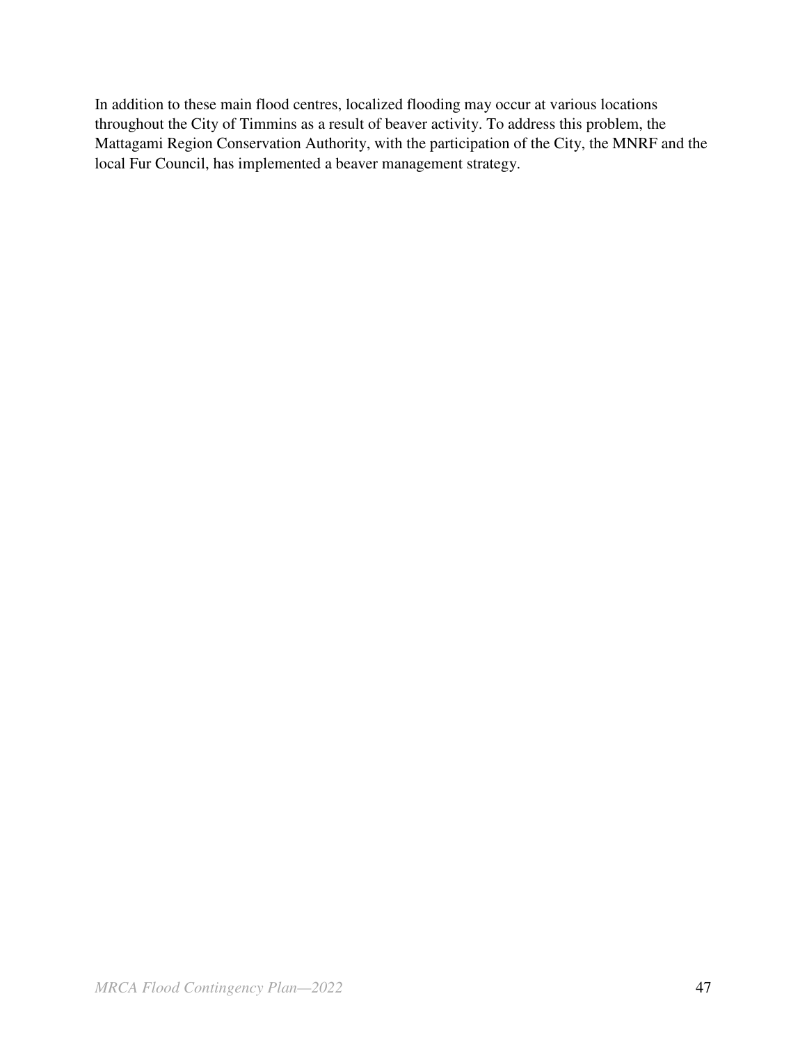In addition to these main flood centres, localized flooding may occur at various locations throughout the City of Timmins as a result of beaver activity. To address this problem, the Mattagami Region Conservation Authority, with the participation of the City, the MNRF and the local Fur Council, has implemented a beaver management strategy.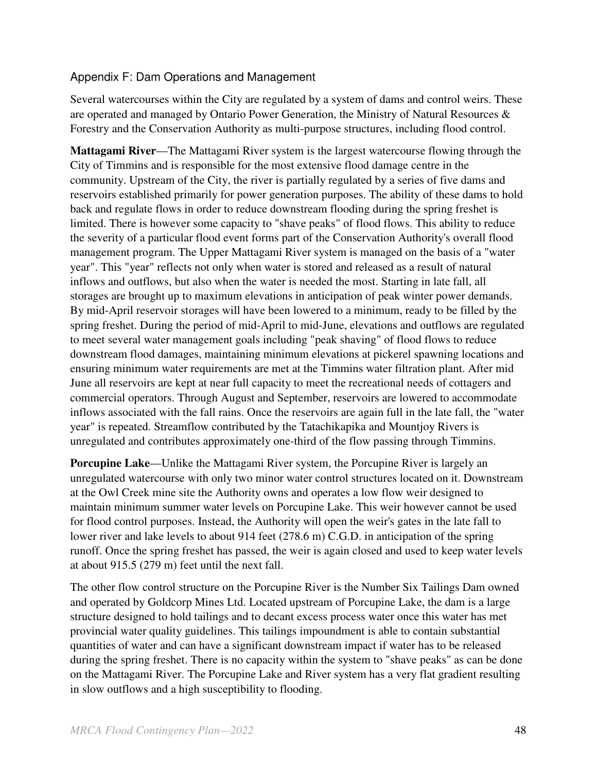## Appendix F: Dam Operations and Management

Several watercourses within the City are regulated by a system of dams and control weirs. These are operated and managed by Ontario Power Generation, the Ministry of Natural Resources & Forestry and the Conservation Authority as multi-purpose structures, including flood control.

**Mattagami River**—The Mattagami River system is the largest watercourse flowing through the City of Timmins and is responsible for the most extensive flood damage centre in the community. Upstream of the City, the river is partially regulated by a series of five dams and reservoirs established primarily for power generation purposes. The ability of these dams to hold back and regulate flows in order to reduce downstream flooding during the spring freshet is limited. There is however some capacity to "shave peaks" of flood flows. This ability to reduce the severity of a particular flood event forms part of the Conservation Authority's overall flood management program. The Upper Mattagami River system is managed on the basis of a "water year". This "year" reflects not only when water is stored and released as a result of natural inflows and outflows, but also when the water is needed the most. Starting in late fall, all storages are brought up to maximum elevations in anticipation of peak winter power demands. By mid-April reservoir storages will have been lowered to a minimum, ready to be filled by the spring freshet. During the period of mid-April to mid-June, elevations and outflows are regulated to meet several water management goals including "peak shaving" of flood flows to reduce downstream flood damages, maintaining minimum elevations at pickerel spawning locations and ensuring minimum water requirements are met at the Timmins water filtration plant. After mid June all reservoirs are kept at near full capacity to meet the recreational needs of cottagers and commercial operators. Through August and September, reservoirs are lowered to accommodate inflows associated with the fall rains. Once the reservoirs are again full in the late fall, the "water year" is repeated. Streamflow contributed by the Tatachikapika and Mountjoy Rivers is unregulated and contributes approximately one-third of the flow passing through Timmins.

**Porcupine Lake**—Unlike the Mattagami River system, the Porcupine River is largely an unregulated watercourse with only two minor water control structures located on it. Downstream at the Owl Creek mine site the Authority owns and operates a low flow weir designed to maintain minimum summer water levels on Porcupine Lake. This weir however cannot be used for flood control purposes. Instead, the Authority will open the weir's gates in the late fall to lower river and lake levels to about 914 feet (278.6 m) C.G.D. in anticipation of the spring runoff. Once the spring freshet has passed, the weir is again closed and used to keep water levels at about 915.5 (279 m) feet until the next fall.

The other flow control structure on the Porcupine River is the Number Six Tailings Dam owned and operated by Goldcorp Mines Ltd. Located upstream of Porcupine Lake, the dam is a large structure designed to hold tailings and to decant excess process water once this water has met provincial water quality guidelines. This tailings impoundment is able to contain substantial quantities of water and can have a significant downstream impact if water has to be released during the spring freshet. There is no capacity within the system to "shave peaks" as can be done on the Mattagami River. The Porcupine Lake and River system has a very flat gradient resulting in slow outflows and a high susceptibility to flooding.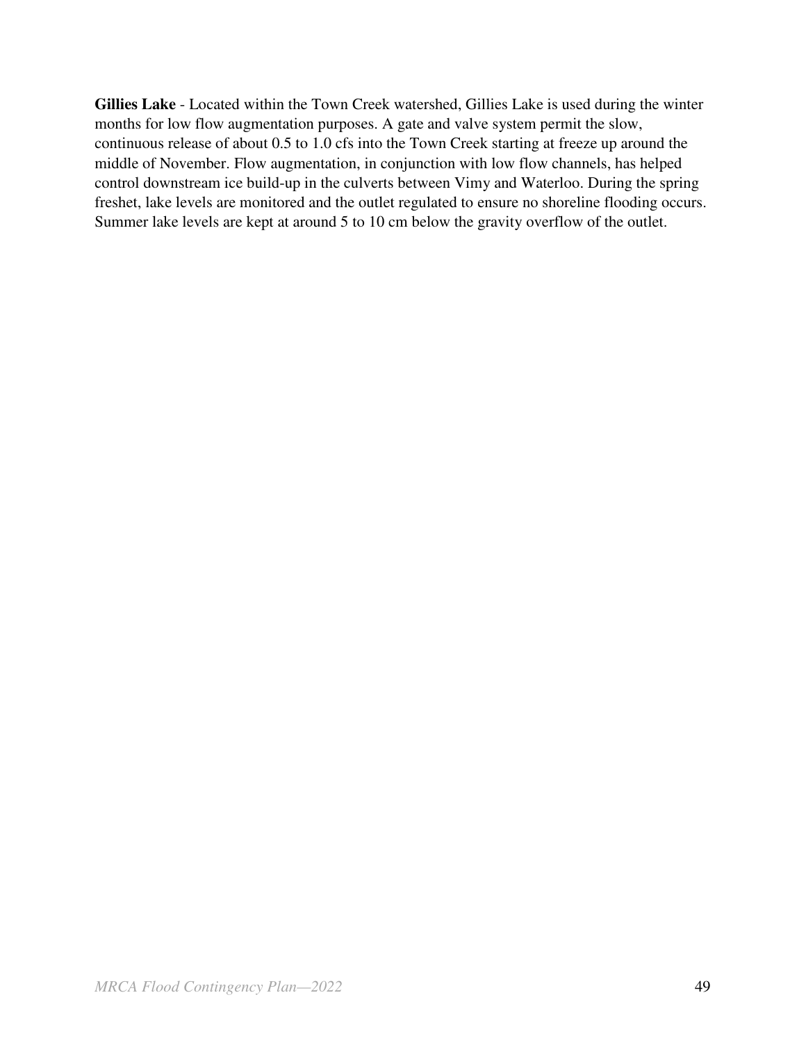**Gillies Lake** - Located within the Town Creek watershed, Gillies Lake is used during the winter months for low flow augmentation purposes. A gate and valve system permit the slow, continuous release of about 0.5 to 1.0 cfs into the Town Creek starting at freeze up around the middle of November. Flow augmentation, in conjunction with low flow channels, has helped control downstream ice build-up in the culverts between Vimy and Waterloo. During the spring freshet, lake levels are monitored and the outlet regulated to ensure no shoreline flooding occurs. Summer lake levels are kept at around 5 to 10 cm below the gravity overflow of the outlet.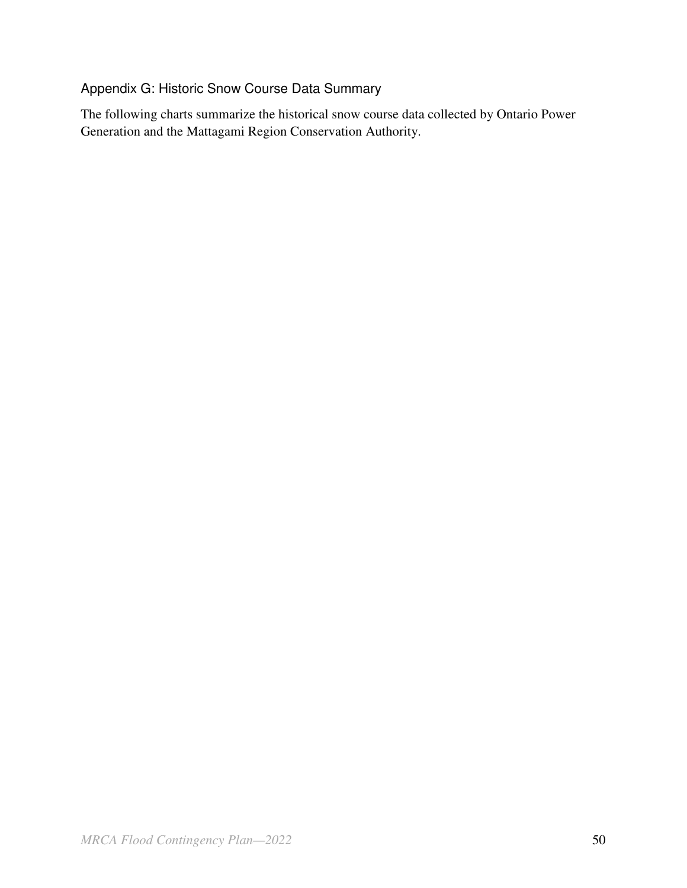## Appendix G: Historic Snow Course Data Summary

The following charts summarize the historical snow course data collected by Ontario Power Generation and the Mattagami Region Conservation Authority.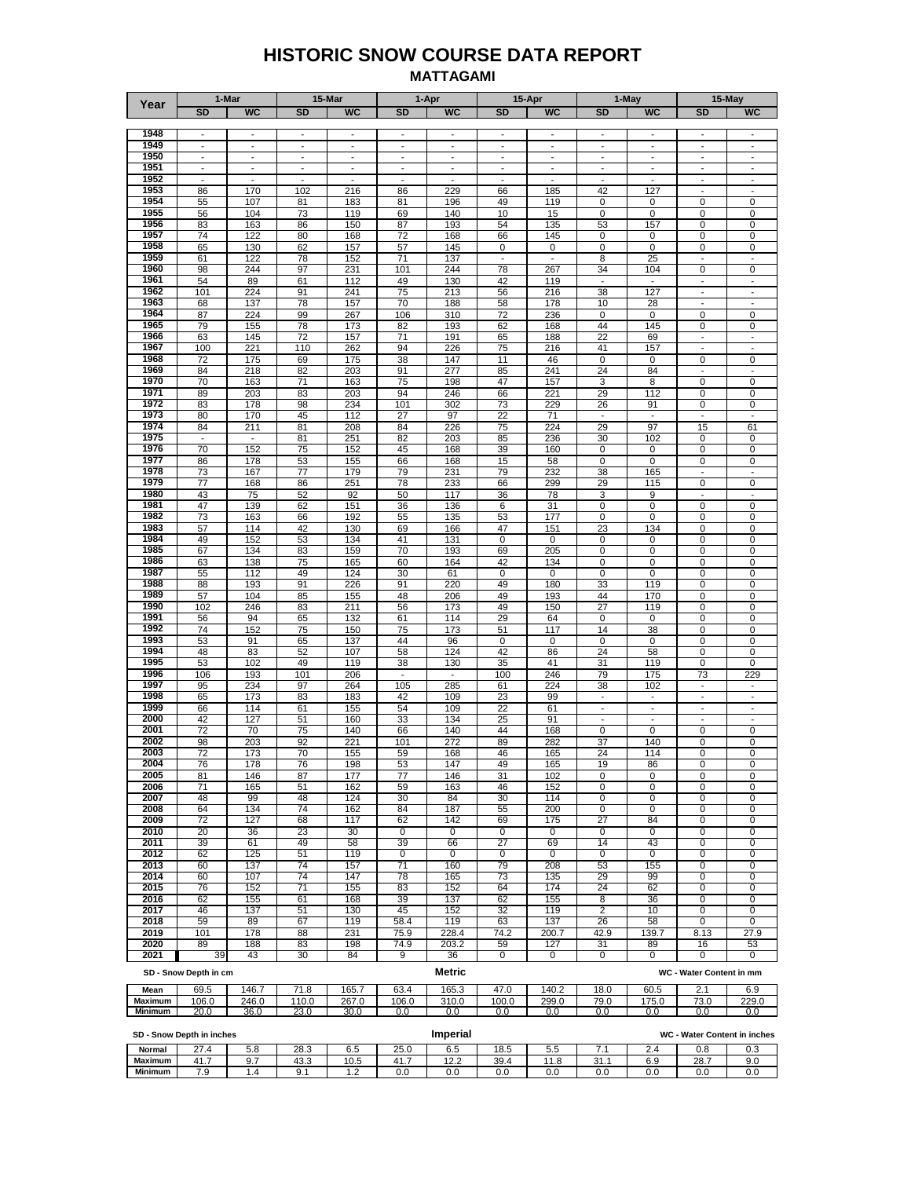# HISTORIC SNOW COURSE DATA REPORT

## MATTAGAMI

| Year | 1-Mar | | 15-Mar | | 1-Apr | | 15-Apr | | 1-May | | 15-May | |
|---|---|---|---|---|---|---|---|---|---|---|---|---|
| | SD | WC | SD | WC | SD | WC | SD | WC | SD | WC | SD | WC |
| 1948 | - | - | - | - | - | - | - | - | - | - | - | - |
| 1949 | - | - | - | - | - | - | - | - | - | - | - | - |
| 1950 | - | - | - | - | - | - | - | - | - | - | - | - |
| 1951 | - | - | - | - | - | - | - | - | - | - | - | - |
| 1952 | - | - | - | - | - | - | - | - | - | - | - | - |
| 1953 | 86 | 170 | 102 | 216 | 86 | 229 | 66 | 185 | 42 | 127 | - | - |
| 1954 | 55 | 107 | 81 | 183 | 81 | 196 | 49 | 119 | 0 | 0 | 0 | 0 |
| 1955 | 56 | 104 | 73 | 119 | 69 | 140 | 10 | 15 | 0 | 0 | 0 | 0 |
| 1956 | 83 | 163 | 86 | 150 | 87 | 193 | 54 | 135 | 53 | 157 | 0 | 0 |
| 1957 | 74 | 122 | 80 | 168 | 72 | 168 | 66 | 145 | 0 | 0 | 0 | 0 |
| 1958 | 65 | 130 | 62 | 157 | 57 | 145 | 0 | 0 | 0 | 0 | 0 | 0 |
| 1959 | 61 | 122 | 78 | 152 | 71 | 137 | - | - | 8 | 25 | - | - |
| 1960 | 98 | 244 | 97 | 231 | 101 | 244 | 78 | 267 | 34 | 104 | 0 | 0 |
| 1961 | 54 | 89 | 61 | 112 | 49 | 130 | 42 | 119 | - | - | - | - |
| 1962 | 101 | 224 | 91 | 241 | 75 | 213 | 56 | 216 | 38 | 127 | - | - |
| 1963 | 68 | 137 | 78 | 157 | 70 | 188 | 58 | 178 | 10 | 28 | - | - |
| 1964 | 87 | 224 | 99 | 267 | 106 | 310 | 72 | 236 | 0 | 0 | 0 | 0 |
| 1965 | 79 | 155 | 78 | 173 | 82 | 193 | 62 | 168 | 44 | 145 | 0 | 0 |
| 1966 | 63 | 145 | 72 | 157 | 71 | 191 | 65 | 188 | 22 | 69 | - | - |
| 1967 | 100 | 221 | 110 | 262 | 94 | 226 | 75 | 216 | 41 | 157 | - | - |
| 1968 | 72 | 175 | 69 | 175 | 38 | 147 | 11 | 46 | 0 | 0 | 0 | 0 |
| 1969 | 84 | 218 | 82 | 203 | 91 | 277 | 85 | 241 | 24 | 84 | - | - |
| 1970 | 70 | 163 | 71 | 163 | 75 | 198 | 47 | 157 | 3 | 8 | 0 | 0 |
| 1971 | 89 | 203 | 83 | 203 | 94 | 246 | 66 | 221 | 29 | 112 | 0 | 0 |
| 1972 | 83 | 178 | 98 | 234 | 101 | 302 | 73 | 229 | 26 | 91 | 0 | 0 |
| 1973 | 80 | 170 | 45 | 112 | 27 | 97 | 22 | 71 | - | - | - | - |
| 1974 | 84 | 211 | 81 | 208 | 84 | 226 | 75 | 224 | 29 | 97 | 15 | 61 |
| 1975 | - | - | 81 | 251 | 82 | 203 | 85 | 236 | 30 | 102 | 0 | 0 |
| 1976 | 70 | 152 | 75 | 152 | 45 | 168 | 39 | 160 | 0 | 0 | 0 | 0 |
| 1977 | 86 | 178 | 53 | 155 | 66 | 168 | 15 | 58 | 0 | 0 | 0 | 0 |
| 1978 | 73 | 167 | 77 | 179 | 79 | 231 | 79 | 232 | 38 | 165 | - | - |
| 1979 | 77 | 168 | 86 | 251 | 78 | 233 | 66 | 299 | 29 | 115 | 0 | 0 |
| 1980 | 43 | 75 | 52 | 92 | 50 | 117 | 36 | 78 | 3 | 9 | - | - |
| 1981 | 47 | 139 | 62 | 151 | 36 | 136 | 6 | 31 | 0 | 0 | 0 | 0 |
| 1982 | 73 | 163 | 66 | 192 | 55 | 135 | 53 | 177 | 0 | 0 | 0 | 0 |
| 1983 | 57 | 114 | 42 | 130 | 69 | 166 | 47 | 151 | 23 | 134 | 0 | 0 |
| 1984 | 49 | 152 | 53 | 134 | 41 | 131 | 0 | 0 | 0 | 0 | 0 | 0 |
| 1985 | 67 | 134 | 83 | 159 | 70 | 193 | 69 | 205 | 0 | 0 | 0 | 0 |
| 1986 | 63 | 138 | 75 | 165 | 60 | 164 | 42 | 134 | 0 | 0 | 0 | 0 |
| 1987 | 55 | 112 | 49 | 124 | 30 | 61 | 0 | 0 | 0 | 0 | 0 | 0 |
| 1988 | 88 | 193 | 91 | 226 | 91 | 220 | 49 | 180 | 33 | 119 | 0 | 0 |
| 1989 | 57 | 104 | 85 | 155 | 48 | 206 | 49 | 193 | 44 | 170 | 0 | 0 |
| 1990 | 102 | 246 | 83 | 211 | 56 | 173 | 49 | 150 | 27 | 119 | 0 | 0 |
| 1991 | 56 | 94 | 65 | 132 | 61 | 114 | 29 | 64 | 0 | 0 | 0 | 0 |
| 1992 | 74 | 152 | 75 | 150 | 75 | 173 | 51 | 117 | 14 | 38 | 0 | 0 |
| 1993 | 53 | 91 | 65 | 137 | 44 | 96 | 0 | 0 | 0 | 0 | 0 | 0 |
| 1994 | 48 | 83 | 52 | 107 | 58 | 124 | 42 | 86 | 24 | 58 | 0 | 0 |
| 1995 | 53 | 102 | 49 | 119 | 38 | 130 | 35 | 41 | 31 | 119 | 0 | 0 |
| 1996 | 106 | 193 | 101 | 206 | - | - | 100 | 246 | 79 | 175 | 73 | 229 |
| 1997 | 95 | 234 | 97 | 264 | 105 | 285 | 61 | 224 | 38 | 102 | - | - |
| 1998 | 65 | 173 | 83 | 183 | 42 | 109 | 23 | 99 | - | - | - | - |
| 1999 | 66 | 114 | 61 | 155 | 54 | 109 | 22 | 61 | - | - | - | - |
| 2000 | 42 | 127 | 51 | 160 | 33 | 134 | 25 | 91 | - | - | - | - |
| 2001 | 72 | 70 | 75 | 140 | 66 | 140 | 44 | 168 | 0 | 0 | 0 | 0 |
| 2002 | 98 | 203 | 92 | 221 | 101 | 272 | 89 | 282 | 37 | 140 | 0 | 0 |
| 2003 | 72 | 173 | 70 | 155 | 59 | 168 | 46 | 165 | 24 | 114 | 0 | 0 |
| 2004 | 76 | 178 | 76 | 198 | 53 | 147 | 49 | 165 | 19 | 86 | 0 | 0 |
| 2005 | 81 | 146 | 87 | 177 | 77 | 146 | 31 | 102 | 0 | 0 | 0 | 0 |
| 2006 | 71 | 165 | 51 | 162 | 59 | 163 | 46 | 152 | 0 | 0 | 0 | 0 |
| 2007 | 48 | 99 | 48 | 124 | 30 | 84 | 30 | 114 | 0 | 0 | 0 | 0 |
| 2008 | 64 | 134 | 74 | 162 | 84 | 187 | 55 | 200 | 0 | 0 | 0 | 0 |
| 2009 | 72 | 127 | 68 | 117 | 62 | 142 | 69 | 175 | 27 | 84 | 0 | 0 |
| 2010 | 20 | 36 | 23 | 30 | 0 | 0 | 0 | 0 | 0 | 0 | 0 | 0 |
| 2011 | 39 | 61 | 49 | 58 | 39 | 66 | 27 | 69 | 14 | 43 | 0 | 0 |
| 2012 | 62 | 125 | 51 | 119 | 0 | 0 | 0 | 0 | 0 | 0 | 0 | 0 |
| 2013 | 60 | 137 | 74 | 157 | 71 | 160 | 79 | 208 | 53 | 155 | 0 | 0 |
| 2014 | 60 | 107 | 74 | 147 | 78 | 165 | 73 | 135 | 29 | 99 | 0 | 0 |
| 2015 | 76 | 152 | 71 | 155 | 83 | 152 | 64 | 174 | 24 | 62 | 0 | 0 |
| 2016 | 62 | 155 | 61 | 168 | 39 | 137 | 62 | 155 | 8 | 36 | 0 | 0 |
| 2017 | 46 | 137 | 51 | 130 | 45 | 152 | 32 | 119 | 2 | 10 | 0 | 0 |
| 2018 | 59 | 89 | 67 | 119 | 58.4 | 119 | 63 | 137 | 26 | 58 | 0 | 0 |
| 2019 | 101 | 178 | 88 | 231 | 75.9 | 228.4 | 74.2 | 200.7 | 42.9 | 139.7 | 8.13 | 27.9 |
| 2020 | 89 | 188 | 83 | 198 | 74.9 | 203.2 | 59 | 127 | 31 | 89 | 16 | 53 |
| 2021 | 39 | 43 | 30 | 84 | 9 | 36 | 0 | 0 | 0 | 0 | 0 | 0 |

SD - Snow Depth in cm | **Metric** | WC - Water Content in mm

| | 1-Mar SD | 1-Mar WC | 15-Mar SD | 15-Mar WC | 1-Apr SD | 1-Apr WC | 15-Apr SD | 15-Apr WC | 1-May SD | 1-May WC | 15-May SD | 15-May WC |
|---|---|---|---|---|---|---|---|---|---|---|---|---|
| Mean | 69.5 | 146.7 | 71.8 | 165.7 | 63.4 | 165.3 | 47.0 | 140.2 | 18.0 | 60.5 | 2.1 | 6.9 |
| Maximum | 106.0 | 246.0 | 110.0 | 267.0 | 106.0 | 310.0 | 100.0 | 299.0 | 79.0 | 175.0 | 73.0 | 229.0 |
| Minimum | 20.0 | 36.0 | 23.0 | 30.0 | 0.0 | 0.0 | 0.0 | 0.0 | 0.0 | 0.0 | 0.0 | 0.0 |

SD - Snow Depth in inches | **Imperial** | WC - Water Content in inches

| | 1-Mar SD | 1-Mar WC | 15-Mar SD | 15-Mar WC | 1-Apr SD | 1-Apr WC | 15-Apr SD | 15-Apr WC | 1-May SD | 1-May WC | 15-May SD | 15-May WC |
|---|---|---|---|---|---|---|---|---|---|---|---|---|
| Normal | 27.4 | 5.8 | 28.3 | 6.5 | 25.0 | 6.5 | 18.5 | 5.5 | 7.1 | 2.4 | 0.8 | 0.3 |
| Maximum | 41.7 | 9.7 | 43.3 | 10.5 | 41.7 | 12.2 | 39.4 | 11.8 | 31.1 | 6.9 | 28.7 | 9.0 |
| Minimum | 7.9 | 1.4 | 9.1 | 1.2 | 0.0 | 0.0 | 0.0 | 0.0 | 0.0 | 0.0 | 0.0 | 0.0 |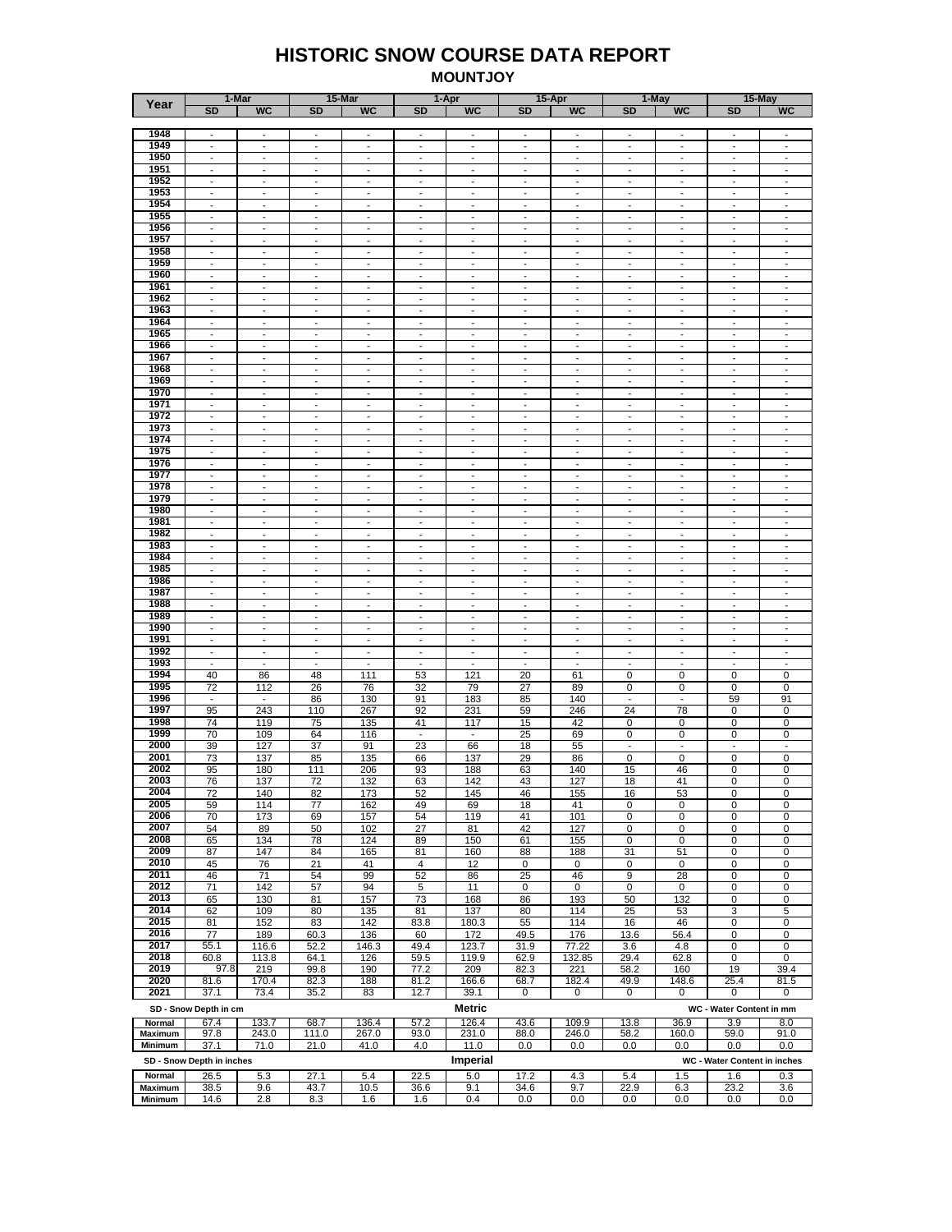# HISTORIC SNOW COURSE DATA REPORT

## MOUNTJOY

| Year | 1-Mar | | 15-Mar | | 1-Apr | | 15-Apr | | 1-May | | 15-May | |
|---|---|---|---|---|---|---|---|---|---|---|---|---|
| | SD | WC | SD | WC | SD | WC | SD | WC | SD | WC | SD | WC |
| 1948 | - | - | - | - | - | - | - | - | - | - | - | - |
| 1949 | - | - | - | - | - | - | - | - | - | - | - | - |
| 1950 | - | - | - | - | - | - | - | - | - | - | - | - |
| 1951 | - | - | - | - | - | - | - | - | - | - | - | - |
| 1952 | - | - | - | - | - | - | - | - | - | - | - | - |
| 1953 | - | - | - | - | - | - | - | - | - | - | - | - |
| 1954 | - | - | - | - | - | - | - | - | - | - | - | - |
| 1955 | - | - | - | - | - | - | - | - | - | - | - | - |
| 1956 | - | - | - | - | - | - | - | - | - | - | - | - |
| 1957 | - | - | - | - | - | - | - | - | - | - | - | - |
| 1958 | - | - | - | - | - | - | - | - | - | - | - | - |
| 1959 | - | - | - | - | - | - | - | - | - | - | - | - |
| 1960 | - | - | - | - | - | - | - | - | - | - | - | - |
| 1961 | - | - | - | - | - | - | - | - | - | - | - | - |
| 1962 | - | - | - | - | - | - | - | - | - | - | - | - |
| 1963 | - | - | - | - | - | - | - | - | - | - | - | - |
| 1964 | - | - | - | - | - | - | - | - | - | - | - | - |
| 1965 | - | - | - | - | - | - | - | - | - | - | - | - |
| 1966 | - | - | - | - | - | - | - | - | - | - | - | - |
| 1967 | - | - | - | - | - | - | - | - | - | - | - | - |
| 1968 | - | - | - | - | - | - | - | - | - | - | - | - |
| 1969 | - | - | - | - | - | - | - | - | - | - | - | - |
| 1970 | - | - | - | - | - | - | - | - | - | - | - | - |
| 1971 | - | - | - | - | - | - | - | - | - | - | - | - |
| 1972 | - | - | - | - | - | - | - | - | - | - | - | - |
| 1973 | - | - | - | - | - | - | - | - | - | - | - | - |
| 1974 | - | - | - | - | - | - | - | - | - | - | - | - |
| 1975 | - | - | - | - | - | - | - | - | - | - | - | - |
| 1976 | - | - | - | - | - | - | - | - | - | - | - | - |
| 1977 | - | - | - | - | - | - | - | - | - | - | - | - |
| 1978 | - | - | - | - | - | - | - | - | - | - | - | - |
| 1979 | - | - | - | - | - | - | - | - | - | - | - | - |
| 1980 | - | - | - | - | - | - | - | - | - | - | - | - |
| 1981 | - | - | - | - | - | - | - | - | - | - | - | - |
| 1982 | - | - | - | - | - | - | - | - | - | - | - | - |
| 1983 | - | - | - | - | - | - | - | - | - | - | - | - |
| 1984 | - | - | - | - | - | - | - | - | - | - | - | - |
| 1985 | - | - | - | - | - | - | - | - | - | - | - | - |
| 1986 | - | - | - | - | - | - | - | - | - | - | - | - |
| 1987 | - | - | - | - | - | - | - | - | - | - | - | - |
| 1988 | - | - | - | - | - | - | - | - | - | - | - | - |
| 1989 | - | - | - | - | - | - | - | - | - | - | - | - |
| 1990 | - | - | - | - | - | - | - | - | - | - | - | - |
| 1991 | - | - | - | - | - | - | - | - | - | - | - | - |
| 1992 | - | - | - | - | - | - | - | - | - | - | - | - |
| 1993 | - | - | - | - | - | - | - | - | - | - | - | - |
| 1994 | 40 | 86 | 48 | 111 | 53 | 121 | 20 | 61 | 0 | 0 | 0 | 0 |
| 1995 | 72 | 112 | 26 | 76 | 32 | 79 | 27 | 89 | 0 | 0 | 0 | 0 |
| 1996 | - | - | 86 | 130 | 91 | 183 | 85 | 140 | - | - | 59 | 91 |
| 1997 | 95 | 243 | 110 | 267 | 92 | 231 | 59 | 246 | 24 | 78 | 0 | 0 |
| 1998 | 74 | 119 | 75 | 135 | 41 | 117 | 15 | 42 | 0 | 0 | 0 | 0 |
| 1999 | 70 | 109 | 64 | 116 | - | - | 25 | 69 | 0 | 0 | 0 | 0 |
| 2000 | 39 | 127 | 37 | 91 | 23 | 66 | 18 | 55 | - | - | - | - |
| 2001 | 73 | 137 | 85 | 135 | 66 | 137 | 29 | 86 | 0 | 0 | 0 | 0 |
| 2002 | 95 | 180 | 111 | 206 | 93 | 188 | 63 | 140 | 15 | 46 | 0 | 0 |
| 2003 | 76 | 137 | 72 | 132 | 63 | 142 | 43 | 127 | 18 | 41 | 0 | 0 |
| 2004 | 72 | 140 | 82 | 173 | 52 | 145 | 46 | 155 | 16 | 53 | 0 | 0 |
| 2005 | 59 | 114 | 77 | 162 | 49 | 69 | 18 | 41 | 0 | 0 | 0 | 0 |
| 2006 | 70 | 173 | 69 | 157 | 54 | 119 | 41 | 101 | 0 | 0 | 0 | 0 |
| 2007 | 54 | 89 | 50 | 102 | 27 | 81 | 42 | 127 | 0 | 0 | 0 | 0 |
| 2008 | 65 | 134 | 78 | 124 | 89 | 150 | 61 | 155 | 0 | 0 | 0 | 0 |
| 2009 | 87 | 147 | 84 | 165 | 81 | 160 | 88 | 188 | 31 | 51 | 0 | 0 |
| 2010 | 45 | 76 | 21 | 41 | 4 | 12 | 0 | 0 | 0 | 0 | 0 | 0 |
| 2011 | 46 | 71 | 54 | 99 | 52 | 86 | 25 | 46 | 9 | 28 | 0 | 0 |
| 2012 | 71 | 142 | 57 | 94 | 5 | 11 | 0 | 0 | 0 | 0 | 0 | 0 |
| 2013 | 65 | 130 | 81 | 157 | 73 | 168 | 86 | 193 | 50 | 132 | 0 | 0 |
| 2014 | 62 | 109 | 80 | 135 | 81 | 137 | 80 | 114 | 25 | 53 | 3 | 5 |
| 2015 | 81 | 152 | 83 | 142 | 83.8 | 180.3 | 55 | 114 | 16 | 46 | 0 | 0 |
| 2016 | 77 | 189 | 60.3 | 136 | 60 | 172 | 49.5 | 176 | 13.6 | 56.4 | 0 | 0 |
| 2017 | 55.1 | 116.6 | 52.2 | 146.3 | 49.4 | 123.7 | 31.9 | 77.22 | 3.6 | 4.8 | 0 | 0 |
| 2018 | 60.8 | 113.8 | 64.1 | 126 | 59.5 | 119.9 | 62.9 | 132.85 | 29.4 | 62.8 | 0 | 0 |
| 2019 | 97.8 | 219 | 99.8 | 190 | 77.2 | 209 | 82.3 | 221 | 58.2 | 160 | 19 | 39.4 |
| 2020 | 81.6 | 170.4 | 82.3 | 188 | 81.2 | 166.6 | 68.7 | 182.4 | 49.9 | 148.6 | 25.4 | 81.5 |
| 2021 | 37.1 | 73.4 | 35.2 | 83 | 12.7 | 39.1 | 0 | 0 | 0 | 0 | 0 | 0 |

SD - Snow Depth in cm — **Metric** — WC - Water Content in mm

| | SD | WC | SD | WC | SD | WC | SD | WC | SD | WC | SD | WC |
|---|---|---|---|---|---|---|---|---|---|---|---|---|
| Normal | 67.4 | 133.7 | 68.7 | 136.4 | 57.2 | 126.4 | 43.6 | 109.9 | 13.8 | 36.9 | 3.9 | 8.0 |
| Maximum | 97.8 | 243.0 | 111.0 | 267.0 | 93.0 | 231.0 | 88.0 | 246.0 | 58.2 | 160.0 | 59.0 | 91.0 |
| Minimum | 37.1 | 71.0 | 21.0 | 41.0 | 4.0 | 11.0 | 0.0 | 0.0 | 0.0 | 0.0 | 0.0 | 0.0 |

SD - Snow Depth in inches — **Imperial** — WC - Water Content in inches

| | SD | WC | SD | WC | SD | WC | SD | WC | SD | WC | SD | WC |
|---|---|---|---|---|---|---|---|---|---|---|---|---|
| Normal | 26.5 | 5.3 | 27.1 | 5.4 | 22.5 | 5.0 | 17.2 | 4.3 | 5.4 | 1.5 | 1.6 | 0.3 |
| Maximum | 38.5 | 9.6 | 43.7 | 10.5 | 36.6 | 9.1 | 34.6 | 9.7 | 22.9 | 6.3 | 23.2 | 3.6 |
| Minimum | 14.6 | 2.8 | 8.3 | 1.6 | 1.6 | 0.4 | 0.0 | 0.0 | 0.0 | 0.0 | 0.0 | 0.0 |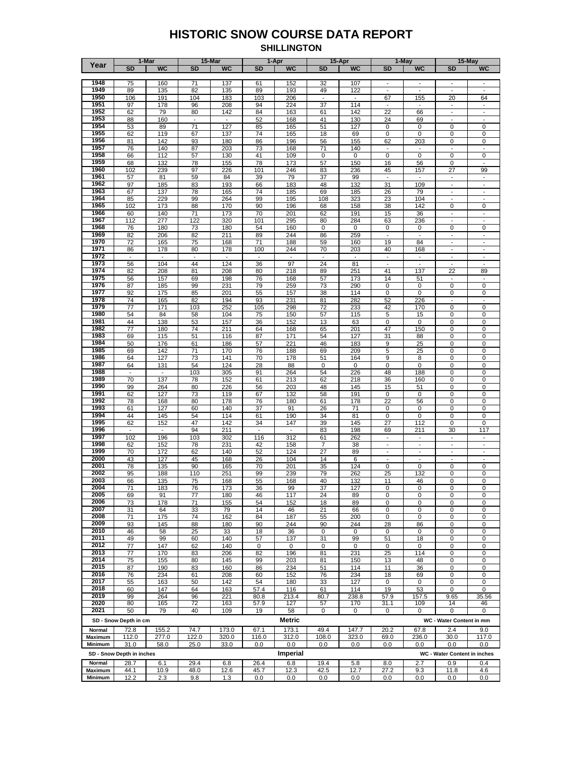# HISTORIC SNOW COURSE DATA REPORT

## SHILLINGTON

| Year | 1-Mar | | 15-Mar | | 1-Apr | | 15-Apr | | 1-May | | 15-May | |
|---|---|---|---|---|---|---|---|---|---|---|---|---|
| | SD | WC | SD | WC | SD | WC | SD | WC | SD | WC | SD | WC |
| 1948 | 75 | 160 | 71 | 137 | 61 | 152 | 32 | 107 | - | - | - | - |
| 1949 | 89 | 135 | 82 | 135 | 89 | 193 | 49 | 122 | - | - | - | - |
| 1950 | 106 | 191 | 104 | 183 | 103 | 206 | - | - | 67 | 155 | 20 | 64 |
| 1951 | 97 | 178 | 96 | 208 | 94 | 224 | 37 | 114 | - | - | - | - |
| 1952 | 62 | 79 | 80 | 142 | 84 | 163 | 61 | 142 | 22 | 66 | - | - |
| 1953 | 88 | 160 | - | - | 52 | 168 | 41 | 130 | 24 | 69 | - | - |
| 1954 | 53 | 89 | 71 | 127 | 85 | 165 | 51 | 127 | 0 | 0 | 0 | 0 |
| 1955 | 62 | 119 | 67 | 137 | 74 | 165 | 18 | 69 | 0 | 0 | 0 | 0 |
| 1956 | 81 | 142 | 93 | 180 | 86 | 196 | 56 | 155 | 62 | 203 | 0 | 0 |
| 1957 | 76 | 140 | 87 | 203 | 73 | 168 | 71 | 140 | - | - | - | - |
| 1958 | 66 | 112 | 57 | 130 | 41 | 109 | 0 | 0 | 0 | 0 | 0 | 0 |
| 1959 | 68 | 132 | 78 | 155 | 78 | 173 | 57 | 150 | 16 | 56 | 0 | - |
| 1960 | 102 | 239 | 97 | 226 | 101 | 246 | 83 | 236 | 45 | 157 | 27 | 99 |
| 1961 | 57 | 81 | 59 | 84 | 39 | 79 | 37 | 99 | - | - | - | - |
| 1962 | 97 | 185 | 83 | 193 | 66 | 183 | 48 | 132 | 31 | 109 | - | - |
| 1963 | 67 | 137 | 78 | 165 | 74 | 185 | 69 | 185 | 26 | 79 | - | - |
| 1964 | 85 | 229 | 99 | 264 | 99 | 195 | 108 | 323 | 23 | 104 | - | - |
| 1965 | 102 | 173 | 88 | 170 | 90 | 196 | 68 | 158 | 38 | 142 | 0 | 0 |
| 1966 | 60 | 140 | 71 | 173 | 70 | 201 | 62 | 191 | 15 | 36 | - | - |
| 1967 | 112 | 277 | 122 | 320 | 101 | 295 | 80 | 284 | 63 | 236 | - | - |
| 1968 | 76 | 180 | 73 | 180 | 54 | 160 | 0 | 0 | 0 | 0 | 0 | 0 |
| 1969 | 82 | 206 | 82 | 211 | 89 | 244 | 86 | 259 | - | - | - | - |
| 1970 | 72 | 165 | 75 | 168 | 71 | 188 | 59 | 160 | 19 | 84 | - | - |
| 1971 | 86 | 178 | 80 | 178 | 100 | 244 | 70 | 203 | 40 | 168 | - | - |
| 1972 | - | - | - | - | - | - | - | - | - | - | - | - |
| 1973 | 56 | 104 | 44 | 124 | 36 | 97 | 24 | 81 | - | - | - | - |
| 1974 | 82 | 208 | 81 | 208 | 80 | 218 | 89 | 251 | 41 | 137 | 22 | 89 |
| 1975 | 56 | 157 | 69 | 198 | 76 | 168 | 57 | 173 | 14 | 51 | - | - |
| 1976 | 87 | 185 | 99 | 231 | 79 | 259 | 73 | 290 | 0 | 0 | 0 | 0 |
| 1977 | 92 | 175 | 85 | 201 | 55 | 157 | 38 | 114 | 0 | 0 | 0 | 0 |
| 1978 | 74 | 165 | 82 | 194 | 93 | 231 | 81 | 282 | 52 | 226 | - | - |
| 1979 | 77 | 171 | 103 | 252 | 105 | 298 | 72 | 233 | 42 | 170 | 0 | 0 |
| 1980 | 54 | 84 | 58 | 104 | 75 | 150 | 57 | 115 | 5 | 15 | 0 | 0 |
| 1981 | 44 | 138 | 53 | 157 | 36 | 152 | 13 | 63 | 0 | 0 | 0 | 0 |
| 1982 | 77 | 180 | 74 | 211 | 64 | 168 | 65 | 201 | 47 | 150 | 0 | 0 |
| 1983 | 69 | 115 | 51 | 116 | 87 | 171 | 54 | 127 | 31 | 88 | 0 | 0 |
| 1984 | 50 | 176 | 61 | 186 | 57 | 221 | 46 | 183 | 9 | 25 | 0 | 0 |
| 1985 | 69 | 142 | 71 | 170 | 76 | 188 | 69 | 209 | 5 | 25 | 0 | 0 |
| 1986 | 64 | 127 | 73 | 141 | 70 | 178 | 51 | 164 | 9 | 8 | 0 | 0 |
| 1987 | 64 | 131 | 54 | 124 | 28 | 88 | 0 | 0 | 0 | 0 | 0 | 0 |
| 1988 | - | - | 103 | 305 | 91 | 264 | 54 | 226 | 48 | 188 | 0 | 0 |
| 1989 | 70 | 137 | 78 | 152 | 61 | 213 | 62 | 218 | 36 | 160 | 0 | 0 |
| 1990 | 99 | 264 | 80 | 226 | 56 | 203 | 48 | 145 | 15 | 51 | 0 | 0 |
| 1991 | 62 | 127 | 73 | 119 | 67 | 132 | 58 | 191 | 0 | 0 | 0 | 0 |
| 1992 | 78 | 168 | 80 | 178 | 76 | 180 | 61 | 178 | 22 | 56 | 0 | 0 |
| 1993 | 61 | 127 | 60 | 140 | 37 | 91 | 26 | 71 | 0 | 0 | 0 | 0 |
| 1994 | 44 | 145 | 54 | 114 | 61 | 190 | 34 | 81 | 0 | 0 | 0 | 0 |
| 1995 | 62 | 152 | 47 | 142 | 34 | 147 | 39 | 145 | 27 | 112 | 0 | 0 |
| 1996 | - | - | 94 | 211 | - | - | 83 | 198 | 69 | 211 | 30 | 117 |
| 1997 | 102 | 196 | 103 | 302 | 116 | 312 | 61 | 262 | - | - | - | - |
| 1998 | 62 | 152 | 78 | 231 | 42 | 158 | 7 | 38 | - | - | - | - |
| 1999 | 70 | 172 | 62 | 140 | 52 | 124 | 27 | 89 | - | - | - | - |
| 2000 | 43 | 127 | 45 | 168 | 26 | 104 | 14 | 6 | - | - | - | - |
| 2001 | 78 | 135 | 90 | 165 | 70 | 201 | 35 | 124 | 0 | 0 | 0 | 0 |
| 2002 | 95 | 188 | 110 | 251 | 99 | 239 | 79 | 262 | 25 | 132 | 0 | 0 |
| 2003 | 66 | 135 | 75 | 168 | 55 | 168 | 40 | 132 | 11 | 46 | 0 | 0 |
| 2004 | 71 | 183 | 76 | 173 | 36 | 99 | 37 | 127 | 0 | 0 | 0 | 0 |
| 2005 | 69 | 91 | 77 | 180 | 46 | 117 | 24 | 89 | 0 | 0 | 0 | 0 |
| 2006 | 73 | 178 | 71 | 155 | 54 | 152 | 18 | 89 | 0 | 0 | 0 | 0 |
| 2007 | 31 | 64 | 33 | 79 | 14 | 46 | 21 | 66 | 0 | 0 | 0 | 0 |
| 2008 | 71 | 175 | 74 | 162 | 84 | 187 | 55 | 200 | 0 | 0 | 0 | 0 |
| 2009 | 93 | 145 | 88 | 180 | 90 | 244 | 90 | 244 | 28 | 86 | 0 | 0 |
| 2010 | 46 | 58 | 25 | 33 | 18 | 36 | 0 | 0 | 0 | 0 | 0 | 0 |
| 2011 | 49 | 99 | 60 | 140 | 57 | 137 | 31 | 99 | 51 | 18 | 0 | 0 |
| 2012 | 77 | 147 | 62 | 140 | 0 | 0 | 0 | 0 | 0 | 0 | 0 | 0 |
| 2013 | 77 | 170 | 83 | 206 | 82 | 196 | 81 | 231 | 25 | 114 | 0 | 0 |
| 2014 | 75 | 155 | 80 | 145 | 99 | 203 | 81 | 150 | 13 | 48 | 0 | 0 |
| 2015 | 87 | 190 | 83 | 160 | 86 | 234 | 51 | 114 | 11 | 36 | 0 | 0 |
| 2016 | 76 | 234 | 61 | 208 | 60 | 152 | 76 | 234 | 18 | 69 | 0 | 0 |
| 2017 | 55 | 163 | 50 | 142 | 54 | 180 | 33 | 127 | 0 | 0 | 0 | 0 |
| 2018 | 60 | 147 | 64 | 163 | 57.4 | 116 | 61 | 114 | 19 | 53 | 0 | 0 |
| 2019 | 99 | 264 | 96 | 221 | 80.8 | 213.4 | 80.7 | 238.8 | 57.9 | 157.5 | 9.65 | 35.56 |
| 2020 | 80 | 165 | 72 | 163 | 57.9 | 127 | 57 | 170 | 31.1 | 109 | 14 | 46 |
| 2021 | 50 | 79 | 40 | 109 | 19 | 58 | 0 | 0 | 0 | 0 | 0 | 0 |

SD - Snow Depth in cm — **Metric** — WC - Water Content in mm

| | SD | WC | SD | WC | SD | WC | SD | WC | SD | WC | SD | WC |
|---|---|---|---|---|---|---|---|---|---|---|---|---|
| Normal | 72.8 | 155.2 | 74.7 | 173.0 | 67.1 | 173.1 | 49.4 | 147.7 | 20.2 | 67.8 | 2.4 | 9.0 |
| Maximum | 112.0 | 277.0 | 122.0 | 320.0 | 116.0 | 312.0 | 108.0 | 323.0 | 69.0 | 236.0 | 30.0 | 117.0 |
| Minimum | 31.0 | 58.0 | 25.0 | 33.0 | 0.0 | 0.0 | 0.0 | 0.0 | 0.0 | 0.0 | 0.0 | 0.0 |

SD - Snow Depth in inches — **Imperial** — WC - Water Content in inches

| | SD | WC | SD | WC | SD | WC | SD | WC | SD | WC | SD | WC |
|---|---|---|---|---|---|---|---|---|---|---|---|---|
| Normal | 28.7 | 6.1 | 29.4 | 6.8 | 26.4 | 6.8 | 19.4 | 5.8 | 8.0 | 2.7 | 0.9 | 0.4 |
| Maximum | 44.1 | 10.9 | 48.0 | 12.6 | 45.7 | 12.3 | 42.5 | 12.7 | 27.2 | 9.3 | 11.8 | 4.6 |
| Minimum | 12.2 | 2.3 | 9.8 | 1.3 | 0.0 | 0.0 | 0.0 | 0.0 | 0.0 | 0.0 | 0.0 | 0.0 |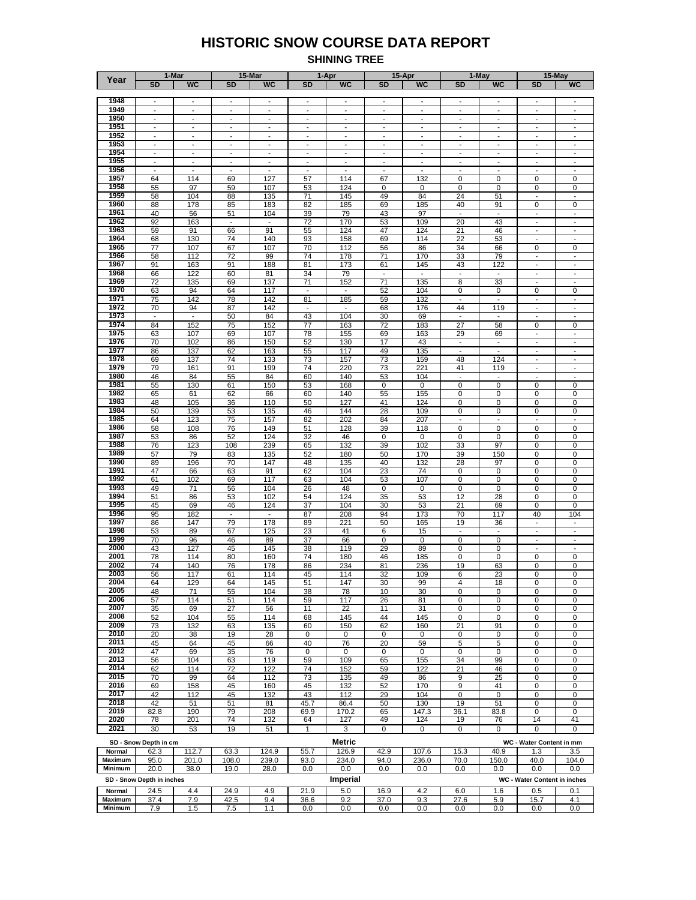# HISTORIC SNOW COURSE DATA REPORT

## SHINING TREE

| Year | 1-Mar | | 15-Mar | | 1-Apr | | 15-Apr | | 1-May | | 15-May | |
|---|---|---|---|---|---|---|---|---|---|---|---|---|
| | SD | WC | SD | WC | SD | WC | SD | WC | SD | WC | SD | WC |
| 1948 | - | - | - | - | - | - | - | - | - | - | - | - |
| 1949 | - | - | - | - | - | - | - | - | - | - | - | - |
| 1950 | - | - | - | - | - | - | - | - | - | - | - | - |
| 1951 | - | - | - | - | - | - | - | - | - | - | - | - |
| 1952 | - | - | - | - | - | - | - | - | - | - | - | - |
| 1953 | - | - | - | - | - | - | - | - | - | - | - | - |
| 1954 | - | - | - | - | - | - | - | - | - | - | - | - |
| 1955 | - | - | - | - | - | - | - | - | - | - | - | - |
| 1956 | - | - | - | - | - | - | - | - | - | - | - | - |
| 1957 | 64 | 114 | 69 | 127 | 57 | 114 | 67 | 132 | 0 | 0 | 0 | 0 |
| 1958 | 55 | 97 | 59 | 107 | 53 | 124 | 0 | 0 | 0 | 0 | 0 | 0 |
| 1959 | 58 | 104 | 88 | 135 | 71 | 145 | 49 | 84 | 24 | 51 | - | - |
| 1960 | 88 | 178 | 85 | 183 | 82 | 185 | 69 | 185 | 40 | 91 | 0 | 0 |
| 1961 | 40 | 56 | 51 | 104 | 39 | 79 | 43 | 97 | - | - | - | - |
| 1962 | 92 | 163 | - | - | 72 | 170 | 53 | 109 | 20 | 43 | - | - |
| 1963 | 59 | 91 | 66 | 91 | 55 | 124 | 47 | 124 | 21 | 46 | - | - |
| 1964 | 68 | 130 | 74 | 140 | 93 | 158 | 69 | 114 | 22 | 53 | - | - |
| 1965 | 77 | 107 | 67 | 107 | 70 | 112 | 56 | 86 | 34 | 66 | 0 | 0 |
| 1966 | 58 | 112 | 72 | 99 | 74 | 178 | 71 | 170 | 33 | 79 | - | - |
| 1967 | 91 | 163 | 91 | 188 | 81 | 173 | 61 | 145 | 43 | 122 | - | - |
| 1968 | 66 | 122 | 60 | 81 | 34 | 79 | - | - | - | - | - | - |
| 1969 | 72 | 135 | 69 | 137 | 71 | 152 | 71 | 135 | 8 | 33 | - | - |
| 1970 | 63 | 94 | 64 | 117 | - | - | 52 | 104 | 0 | 0 | 0 | 0 |
| 1971 | 75 | 142 | 78 | 142 | 81 | 185 | 59 | 132 | - | - | - | - |
| 1972 | 70 | 94 | 87 | 142 | - | - | 68 | 176 | 44 | 119 | - | - |
| 1973 | - | - | 50 | 84 | 43 | 104 | 30 | 69 | - | - | - | - |
| 1974 | 84 | 152 | 75 | 152 | 77 | 163 | 72 | 183 | 27 | 58 | 0 | 0 |
| 1975 | 63 | 107 | 69 | 107 | 78 | 155 | 69 | 163 | 29 | 69 | - | - |
| 1976 | 70 | 102 | 86 | 150 | 52 | 130 | 17 | 43 | - | - | - | - |
| 1977 | 86 | 137 | 62 | 163 | 55 | 117 | 49 | 135 | - | - | - | - |
| 1978 | 69 | 137 | 74 | 133 | 73 | 157 | 73 | 159 | 48 | 124 | - | - |
| 1979 | 79 | 161 | 91 | 199 | 74 | 220 | 73 | 221 | 41 | 119 | - | - |
| 1980 | 46 | 84 | 55 | 84 | 60 | 140 | 53 | 104 | - | - | - | - |
| 1981 | 55 | 130 | 61 | 150 | 53 | 168 | 0 | 0 | 0 | 0 | 0 | 0 |
| 1982 | 65 | 61 | 62 | 66 | 60 | 140 | 55 | 155 | 0 | 0 | 0 | 0 |
| 1983 | 48 | 105 | 36 | 110 | 50 | 127 | 41 | 124 | 0 | 0 | 0 | 0 |
| 1984 | 50 | 139 | 53 | 135 | 46 | 144 | 28 | 109 | 0 | 0 | 0 | 0 |
| 1985 | 64 | 123 | 75 | 157 | 82 | 202 | 84 | 207 | - | - | - | - |
| 1986 | 58 | 108 | 76 | 149 | 51 | 128 | 39 | 118 | 0 | 0 | 0 | 0 |
| 1987 | 53 | 86 | 52 | 124 | 32 | 46 | 0 | 0 | 0 | 0 | 0 | 0 |
| 1988 | 76 | 123 | 108 | 239 | 65 | 132 | 39 | 102 | 33 | 97 | 0 | 0 |
| 1989 | 57 | 79 | 83 | 135 | 52 | 180 | 50 | 170 | 39 | 150 | 0 | 0 |
| 1990 | 89 | 196 | 70 | 147 | 48 | 135 | 40 | 132 | 28 | 97 | 0 | 0 |
| 1991 | 47 | 66 | 63 | 91 | 62 | 104 | 23 | 74 | 0 | 0 | 0 | 0 |
| 1992 | 61 | 102 | 69 | 117 | 63 | 104 | 53 | 107 | 0 | 0 | 0 | 0 |
| 1993 | 49 | 71 | 56 | 104 | 26 | 48 | 0 | 0 | 0 | 0 | 0 | 0 |
| 1994 | 51 | 86 | 53 | 102 | 54 | 124 | 35 | 53 | 12 | 28 | 0 | 0 |
| 1995 | 45 | 69 | 46 | 124 | 37 | 104 | 30 | 53 | 21 | 69 | 0 | 0 |
| 1996 | 95 | 182 | - | - | 87 | 208 | 94 | 173 | 70 | 117 | 40 | 104 |
| 1997 | 86 | 147 | 79 | 178 | 89 | 221 | 50 | 165 | 19 | 36 | - | - |
| 1998 | 53 | 89 | 67 | 125 | 23 | 41 | 6 | 15 | - | - | - | - |
| 1999 | 70 | 96 | 46 | 89 | 37 | 66 | 0 | 0 | 0 | 0 | - | - |
| 2000 | 43 | 127 | 45 | 145 | 38 | 119 | 29 | 89 | 0 | 0 | - | - |
| 2001 | 78 | 114 | 80 | 160 | 74 | 180 | 46 | 185 | 0 | 0 | 0 | 0 |
| 2002 | 74 | 140 | 76 | 178 | 86 | 234 | 81 | 236 | 19 | 63 | 0 | 0 |
| 2003 | 56 | 117 | 61 | 114 | 45 | 114 | 32 | 109 | 6 | 23 | 0 | 0 |
| 2004 | 64 | 129 | 64 | 145 | 51 | 147 | 30 | 99 | 4 | 18 | 0 | 0 |
| 2005 | 48 | 71 | 55 | 104 | 38 | 78 | 10 | 30 | 0 | 0 | 0 | 0 |
| 2006 | 57 | 114 | 51 | 114 | 59 | 117 | 26 | 81 | 0 | 0 | 0 | 0 |
| 2007 | 35 | 69 | 27 | 56 | 11 | 22 | 11 | 31 | 0 | 0 | 0 | 0 |
| 2008 | 52 | 104 | 55 | 114 | 68 | 145 | 44 | 145 | 0 | 0 | 0 | 0 |
| 2009 | 73 | 132 | 63 | 135 | 60 | 150 | 62 | 160 | 21 | 91 | 0 | 0 |
| 2010 | 20 | 38 | 19 | 28 | 0 | 0 | 0 | 0 | 0 | 0 | 0 | 0 |
| 2011 | 45 | 64 | 45 | 66 | 40 | 76 | 20 | 59 | 5 | 5 | 0 | 0 |
| 2012 | 47 | 69 | 35 | 76 | 0 | 0 | 0 | 0 | 0 | 0 | 0 | 0 |
| 2013 | 56 | 104 | 63 | 119 | 59 | 109 | 65 | 155 | 34 | 99 | 0 | 0 |
| 2014 | 62 | 114 | 72 | 122 | 74 | 152 | 59 | 122 | 21 | 46 | 0 | 0 |
| 2015 | 70 | 99 | 64 | 112 | 73 | 135 | 49 | 86 | 9 | 25 | 0 | 0 |
| 2016 | 69 | 158 | 45 | 160 | 45 | 132 | 52 | 170 | 9 | 41 | 0 | 0 |
| 2017 | 42 | 112 | 45 | 132 | 43 | 112 | 29 | 104 | 0 | 0 | 0 | 0 |
| 2018 | 42 | 51 | 51 | 81 | 45.7 | 86.4 | 50 | 130 | 19 | 51 | 0 | 0 |
| 2019 | 82.8 | 190 | 79 | 208 | 69.9 | 170.2 | 65 | 147.3 | 36.1 | 83.8 | 0 | 0 |
| 2020 | 78 | 201 | 74 | 132 | 64 | 127 | 49 | 124 | 19 | 76 | 14 | 41 |
| 2021 | 30 | 53 | 19 | 51 | 1 | 3 | 0 | 0 | 0 | 0 | 0 | 0 |

SD - Snow Depth in cm — **Metric** — WC - Water Content in mm

| | | | | | | | | | | | | |
|---|---|---|---|---|---|---|---|---|---|---|---|---|
| Normal | 62.3 | 112.7 | 63.3 | 124.9 | 55.7 | 126.9 | 42.9 | 107.6 | 15.3 | 40.9 | 1.3 | 3.5 |
| Maximum | 95.0 | 201.0 | 108.0 | 239.0 | 93.0 | 234.0 | 94.0 | 236.0 | 70.0 | 150.0 | 40.0 | 104.0 |
| Minimum | 20.0 | 38.0 | 19.0 | 28.0 | 0.0 | 0.0 | 0.0 | 0.0 | 0.0 | 0.0 | 0.0 | 0.0 |

SD - Snow Depth in inches — **Imperial** — WC - Water Content in inches

| | | | | | | | | | | | | |
|---|---|---|---|---|---|---|---|---|---|---|---|---|
| Normal | 24.5 | 4.4 | 24.9 | 4.9 | 21.9 | 5.0 | 16.9 | 4.2 | 6.0 | 1.6 | 0.5 | 0.1 |
| Maximum | 37.4 | 7.9 | 42.5 | 9.4 | 36.6 | 9.2 | 37.0 | 9.3 | 27.6 | 5.9 | 15.7 | 4.1 |
| Minimum | 7.9 | 1.5 | 7.5 | 1.1 | 0.0 | 0.0 | 0.0 | 0.0 | 0.0 | 0.0 | 0.0 | 0.0 |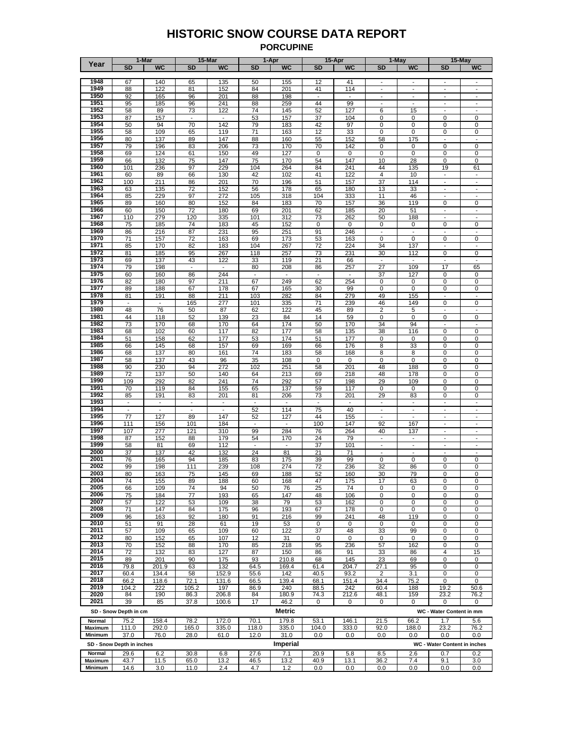# HISTORIC SNOW COURSE DATA REPORT

## PORCUPINE

| Year | 1-Mar | | 15-Mar | | 1-Apr | | 15-Apr | | 1-May | | 15-May | |
|---|---|---|---|---|---|---|---|---|---|---|---|---|
| | SD | WC | SD | WC | SD | WC | SD | WC | SD | WC | SD | WC |
| 1948 | 67 | 140 | 65 | 135 | 50 | 155 | 12 | 41 | - | - | - | - |
| 1949 | 88 | 122 | 81 | 152 | 84 | 201 | 41 | 114 | - | - | - | - |
| 1950 | 92 | 165 | 96 | 201 | 88 | 198 | - | - | - | - | - | - |
| 1951 | 95 | 185 | 96 | 241 | 88 | 259 | 44 | 99 | - | - | - | - |
| 1952 | 58 | 89 | 73 | 122 | 74 | 145 | 52 | 127 | 6 | 15 | - | - |
| 1953 | 87 | 157 | - | - | 53 | 157 | 37 | 104 | 0 | 0 | 0 | 0 |
| 1954 | 50 | 94 | 70 | 142 | 79 | 183 | 42 | 97 | 0 | 0 | 0 | 0 |
| 1955 | 58 | 109 | 65 | 119 | 71 | 163 | 12 | 33 | 0 | 0 | 0 | 0 |
| 1956 | 80 | 137 | 89 | 147 | 88 | 160 | 55 | 152 | 58 | 175 | - | - |
| 1957 | 79 | 196 | 83 | 206 | 73 | 170 | 70 | 142 | 0 | 0 | 0 | 0 |
| 1958 | 69 | 124 | 61 | 150 | 49 | 127 | 0 | 0 | 0 | 0 | 0 | 0 |
| 1959 | 66 | 132 | 75 | 147 | 75 | 170 | 54 | 147 | 10 | 28 | 0 | 0 |
| 1960 | 101 | 236 | 97 | 229 | 104 | 264 | 84 | 241 | 44 | 135 | 19 | 61 |
| 1961 | 60 | 89 | 66 | 130 | 42 | 102 | 41 | 122 | 4 | 10 | - | - |
| 1962 | 100 | 211 | 86 | 201 | 70 | 196 | 51 | 157 | 37 | 114 | - | - |
| 1963 | 63 | 135 | 72 | 152 | 56 | 178 | 65 | 180 | 13 | 33 | - | - |
| 1964 | 85 | 229 | 97 | 272 | 105 | 318 | 104 | 333 | 11 | 46 | - | - |
| 1965 | 89 | 160 | 80 | 152 | 84 | 183 | 70 | 157 | 36 | 119 | 0 | 0 |
| 1966 | 60 | 150 | 72 | 180 | 69 | 201 | 62 | 185 | 20 | 51 | - | - |
| 1967 | 110 | 279 | 120 | 335 | 101 | 312 | 73 | 262 | 50 | 188 | - | - |
| 1968 | 75 | 185 | 74 | 183 | 45 | 152 | 0 | 0 | 0 | 0 | 0 | 0 |
| 1969 | 86 | 216 | 87 | 231 | 95 | 251 | 91 | 246 | - | - | - | - |
| 1970 | 71 | 157 | 72 | 163 | 69 | 173 | 53 | 163 | 0 | 0 | 0 | 0 |
| 1971 | 85 | 170 | 82 | 183 | 104 | 267 | 72 | 224 | 34 | 137 | - | - |
| 1972 | 81 | 185 | 95 | 267 | 118 | 257 | 73 | 231 | 30 | 112 | 0 | 0 |
| 1973 | 69 | 137 | 43 | 122 | 33 | 119 | 21 | 66 | - | - | - | - |
| 1974 | 79 | 198 | - | - | 80 | 208 | 86 | 257 | 27 | 109 | 17 | 65 |
| 1975 | 60 | 160 | 86 | 244 | - | - | - | - | 37 | 127 | 0 | 0 |
| 1976 | 82 | 180 | 97 | 211 | 67 | 249 | 62 | 254 | 0 | 0 | 0 | 0 |
| 1977 | 89 | 188 | 67 | 178 | 67 | 165 | 30 | 99 | 0 | 0 | 0 | 0 |
| 1978 | 81 | 191 | 88 | 211 | 103 | 282 | 84 | 279 | 49 | 155 | - | - |
| 1979 | - | - | 165 | 277 | 101 | 335 | 71 | 239 | 46 | 149 | 0 | 0 |
| 1980 | 48 | 76 | 50 | 87 | 62 | 122 | 45 | 89 | 2 | 5 | - | - |
| 1981 | 44 | 118 | 52 | 139 | 23 | 84 | 14 | 59 | 0 | 0 | 0 | 0 |
| 1982 | 73 | 170 | 68 | 170 | 64 | 174 | 50 | 170 | 34 | 94 | - | - |
| 1983 | 68 | 102 | 60 | 117 | 82 | 177 | 58 | 135 | 38 | 116 | 0 | 0 |
| 1984 | 51 | 158 | 62 | 177 | 53 | 174 | 51 | 177 | 0 | 0 | 0 | 0 |
| 1985 | 66 | 145 | 68 | 157 | 69 | 169 | 66 | 176 | 8 | 33 | 0 | 0 |
| 1986 | 68 | 137 | 80 | 161 | 74 | 183 | 58 | 168 | 8 | 8 | 0 | 0 |
| 1987 | 58 | 137 | 43 | 96 | 35 | 108 | 0 | 0 | 0 | 0 | 0 | 0 |
| 1988 | 90 | 230 | 94 | 272 | 102 | 251 | 58 | 201 | 48 | 188 | 0 | 0 |
| 1989 | 72 | 137 | 50 | 140 | 64 | 213 | 69 | 218 | 48 | 178 | 0 | 0 |
| 1990 | 109 | 292 | 82 | 241 | 74 | 292 | 57 | 198 | 29 | 109 | 0 | 0 |
| 1991 | 70 | 119 | 84 | 155 | 65 | 137 | 59 | 117 | 0 | 0 | 0 | 0 |
| 1992 | 85 | 191 | 83 | 201 | 81 | 206 | 73 | 201 | 29 | 83 | 0 | 0 |
| 1993 | - | - | - | - | - | - | - | - | - | - | - | - |
| 1994 | - | - | - | - | 52 | 114 | 75 | 40 | - | - | - | - |
| 1995 | 77 | 127 | 89 | 147 | 52 | 127 | 44 | 155 | - | - | - | - |
| 1996 | 111 | 156 | 101 | 184 | - | - | 100 | 147 | 92 | 167 | - | - |
| 1997 | 107 | 277 | 121 | 310 | 99 | 284 | 76 | 264 | 40 | 137 | - | - |
| 1998 | 87 | 152 | 88 | 179 | 54 | 170 | 24 | 79 | - | - | - | - |
| 1999 | 58 | 81 | 69 | 112 | - | - | 37 | 101 | - | - | - | - |
| 2000 | 37 | 137 | 42 | 132 | 24 | 81 | 21 | 71 | - | - | - | - |
| 2001 | 76 | 165 | 94 | 185 | 83 | 175 | 39 | 99 | 0 | 0 | 0 | 0 |
| 2002 | 99 | 198 | 111 | 239 | 108 | 274 | 72 | 236 | 32 | 86 | 0 | 0 |
| 2003 | 80 | 163 | 75 | 145 | 69 | 188 | 52 | 160 | 30 | 79 | 0 | 0 |
| 2004 | 74 | 155 | 89 | 188 | 60 | 168 | 47 | 175 | 17 | 63 | 0 | 0 |
| 2005 | 66 | 109 | 74 | 94 | 50 | 76 | 25 | 74 | 0 | 0 | 0 | 0 |
| 2006 | 75 | 184 | 77 | 193 | 65 | 147 | 48 | 106 | 0 | 0 | 0 | 0 |
| 2007 | 57 | 122 | 53 | 109 | 38 | 79 | 53 | 162 | 0 | 0 | 0 | 0 |
| 2008 | 71 | 147 | 84 | 175 | 96 | 193 | 67 | 178 | 0 | 0 | 0 | 0 |
| 2009 | 96 | 163 | 92 | 180 | 91 | 216 | 99 | 241 | 48 | 119 | 0 | 0 |
| 2010 | 51 | 91 | 28 | 61 | 19 | 53 | 0 | 0 | 0 | 0 | 0 | 0 |
| 2011 | 57 | 109 | 65 | 109 | 60 | 122 | 37 | 48 | 33 | 99 | 0 | 0 |
| 2012 | 80 | 152 | 65 | 107 | 12 | 31 | 0 | 0 | 0 | 0 | 0 | 0 |
| 2013 | 70 | 152 | 88 | 170 | 85 | 218 | 95 | 236 | 57 | 162 | 0 | 0 |
| 2014 | 72 | 132 | 83 | 127 | 87 | 150 | 86 | 91 | 33 | 86 | 4 | 15 |
| 2015 | 89 | 201 | 90 | 175 | 93 | 210.8 | 68 | 145 | 23 | 69 | 0 | 0 |
| 2016 | 79.8 | 201.9 | 63 | 132 | 64.5 | 169.4 | 61.4 | 204.7 | 27.1 | 95 | 0 | 0 |
| 2017 | 60.4 | 134.4 | 58 | 152.9 | 55.6 | 142 | 40.5 | 93.2 | 2 | 3.1 | 0 | 0 |
| 2018 | 66.2 | 118.6 | 72.1 | 131.6 | 66.5 | 139.4 | 68.1 | 151.4 | 34.4 | 75.2 | 0 | 0 |
| 2019 | 104.2 | 222 | 105.2 | 197 | 86.9 | 240 | 88.5 | 242 | 60.4 | 188 | 19.2 | 50.6 |
| 2020 | 84 | 190 | 86.3 | 206.8 | 84 | 180.9 | 74.3 | 212.6 | 48.1 | 159 | 23.2 | 76.2 |
| 2021 | 39 | 85 | 37.8 | 100.6 | 17 | 46.2 | 0 | 0 | 0 | 0 | 0 | 0 |

SD - Snow Depth in cm | **Metric** | WC - Water Content in mm

| | SD | WC | SD | WC | SD | WC | SD | WC | SD | WC | SD | WC |
|---|---|---|---|---|---|---|---|---|---|---|---|---|
| Normal | 75.2 | 158.4 | 78.2 | 172.0 | 70.1 | 179.8 | 53.1 | 146.1 | 21.5 | 66.2 | 1.7 | 5.6 |
| Maximum | 111.0 | 292.0 | 165.0 | 335.0 | 118.0 | 335.0 | 104.0 | 333.0 | 92.0 | 188.0 | 23.2 | 76.2 |
| Minimum | 37.0 | 76.0 | 28.0 | 61.0 | 12.0 | 31.0 | 0.0 | 0.0 | 0.0 | 0.0 | 0.0 | 0.0 |

SD - Snow Depth in inches | **Imperial** | WC - Water Content in inches

| | SD | WC | SD | WC | SD | WC | SD | WC | SD | WC | SD | WC |
|---|---|---|---|---|---|---|---|---|---|---|---|---|
| Normal | 29.6 | 6.2 | 30.8 | 6.8 | 27.6 | 7.1 | 20.9 | 5.8 | 8.5 | 2.6 | 0.7 | 0.2 |
| Maximum | 43.7 | 11.5 | 65.0 | 13.2 | 46.5 | 13.2 | 40.9 | 13.1 | 36.2 | 7.4 | 9.1 | 3.0 |
| Minimum | 14.6 | 3.0 | 11.0 | 2.4 | 4.7 | 1.2 | 0.0 | 0.0 | 0.0 | 0.0 | 0.0 | 0.0 |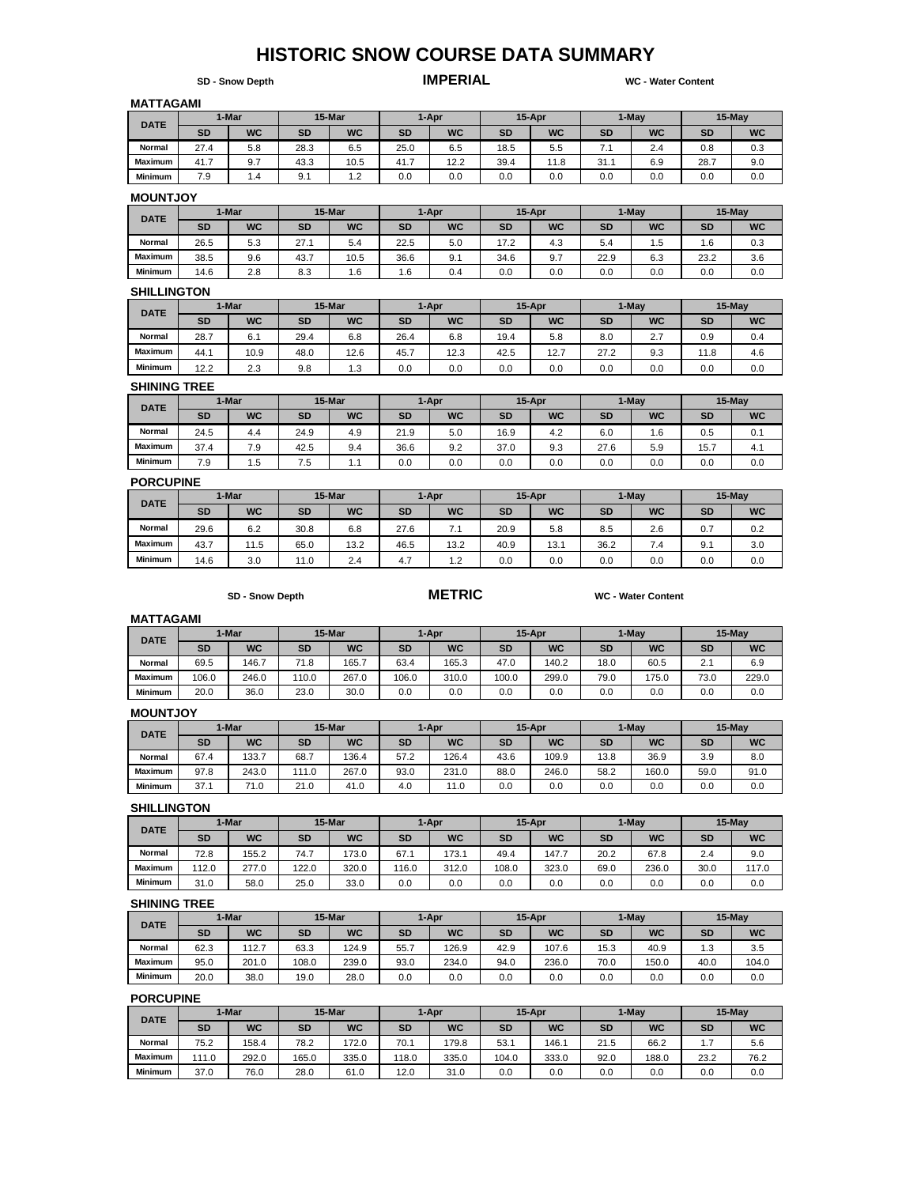# HISTORIC SNOW COURSE DATA SUMMARY

**SD - Snow Depth** **IMPERIAL** **WC - Water Content**

### MATTAGAMI

| DATE | 1-Mar | | 15-Mar | | 1-Apr | | 15-Apr | | 1-May | | 15-May | |
|---|---|---|---|---|---|---|---|---|---|---|---|---|
| | SD | WC | SD | WC | SD | WC | SD | WC | SD | WC | SD | WC |
| Normal | 27.4 | 5.8 | 28.3 | 6.5 | 25.0 | 6.5 | 18.5 | 5.5 | 7.1 | 2.4 | 0.8 | 0.3 |
| Maximum | 41.7 | 9.7 | 43.3 | 10.5 | 41.7 | 12.2 | 39.4 | 11.8 | 31.1 | 6.9 | 28.7 | 9.0 |
| Minimum | 7.9 | 1.4 | 9.1 | 1.2 | 0.0 | 0.0 | 0.0 | 0.0 | 0.0 | 0.0 | 0.0 | 0.0 |

### MOUNTJOY

| DATE | 1-Mar | | 15-Mar | | 1-Apr | | 15-Apr | | 1-May | | 15-May | |
|---|---|---|---|---|---|---|---|---|---|---|---|---|
| | SD | WC | SD | WC | SD | WC | SD | WC | SD | WC | SD | WC |
| Normal | 26.5 | 5.3 | 27.1 | 5.4 | 22.5 | 5.0 | 17.2 | 4.3 | 5.4 | 1.5 | 1.6 | 0.3 |
| Maximum | 38.5 | 9.6 | 43.7 | 10.5 | 36.6 | 9.1 | 34.6 | 9.7 | 22.9 | 6.3 | 23.2 | 3.6 |
| Minimum | 14.6 | 2.8 | 8.3 | 1.6 | 1.6 | 0.4 | 0.0 | 0.0 | 0.0 | 0.0 | 0.0 | 0.0 |

### SHILLINGTON

| DATE | 1-Mar | | 15-Mar | | 1-Apr | | 15-Apr | | 1-May | | 15-May | |
|---|---|---|---|---|---|---|---|---|---|---|---|---|
| | SD | WC | SD | WC | SD | WC | SD | WC | SD | WC | SD | WC |
| Normal | 28.7 | 6.1 | 29.4 | 6.8 | 26.4 | 6.8 | 19.4 | 5.8 | 8.0 | 2.7 | 0.9 | 0.4 |
| Maximum | 44.1 | 10.9 | 48.0 | 12.6 | 45.7 | 12.3 | 42.5 | 12.7 | 27.2 | 9.3 | 11.8 | 4.6 |
| Minimum | 12.2 | 2.3 | 9.8 | 1.3 | 0.0 | 0.0 | 0.0 | 0.0 | 0.0 | 0.0 | 0.0 | 0.0 |

### SHINING TREE

| DATE | 1-Mar | | 15-Mar | | 1-Apr | | 15-Apr | | 1-May | | 15-May | |
|---|---|---|---|---|---|---|---|---|---|---|---|---|
| | SD | WC | SD | WC | SD | WC | SD | WC | SD | WC | SD | WC |
| Normal | 24.5 | 4.4 | 24.9 | 4.9 | 21.9 | 5.0 | 16.9 | 4.2 | 6.0 | 1.6 | 0.5 | 0.1 |
| Maximum | 37.4 | 7.9 | 42.5 | 9.4 | 36.6 | 9.2 | 37.0 | 9.3 | 27.6 | 5.9 | 15.7 | 4.1 |
| Minimum | 7.9 | 1.5 | 7.5 | 1.1 | 0.0 | 0.0 | 0.0 | 0.0 | 0.0 | 0.0 | 0.0 | 0.0 |

### PORCUPINE

| DATE | 1-Mar | | 15-Mar | | 1-Apr | | 15-Apr | | 1-May | | 15-May | |
|---|---|---|---|---|---|---|---|---|---|---|---|---|
| | SD | WC | SD | WC | SD | WC | SD | WC | SD | WC | SD | WC |
| Normal | 29.6 | 6.2 | 30.8 | 6.8 | 27.6 | 7.1 | 20.9 | 5.8 | 8.5 | 2.6 | 0.7 | 0.2 |
| Maximum | 43.7 | 11.5 | 65.0 | 13.2 | 46.5 | 13.2 | 40.9 | 13.1 | 36.2 | 7.4 | 9.1 | 3.0 |
| Minimum | 14.6 | 3.0 | 11.0 | 2.4 | 4.7 | 1.2 | 0.0 | 0.0 | 0.0 | 0.0 | 0.0 | 0.0 |

**SD - Snow Depth** **METRIC** **WC - Water Content**

### MATTAGAMI

| DATE | 1-Mar | | 15-Mar | | 1-Apr | | 15-Apr | | 1-May | | 15-May | |
|---|---|---|---|---|---|---|---|---|---|---|---|---|
| | SD | WC | SD | WC | SD | WC | SD | WC | SD | WC | SD | WC |
| Normal | 69.5 | 146.7 | 71.8 | 165.7 | 63.4 | 165.3 | 47.0 | 140.2 | 18.0 | 60.5 | 2.1 | 6.9 |
| Maximum | 106.0 | 246.0 | 110.0 | 267.0 | 106.0 | 310.0 | 100.0 | 299.0 | 79.0 | 175.0 | 73.0 | 229.0 |
| Minimum | 20.0 | 36.0 | 23.0 | 30.0 | 0.0 | 0.0 | 0.0 | 0.0 | 0.0 | 0.0 | 0.0 | 0.0 |

### MOUNTJOY

| DATE | 1-Mar | | 15-Mar | | 1-Apr | | 15-Apr | | 1-May | | 15-May | |
|---|---|---|---|---|---|---|---|---|---|---|---|---|
| | SD | WC | SD | WC | SD | WC | SD | WC | SD | WC | SD | WC |
| Normal | 67.4 | 133.7 | 68.7 | 136.4 | 57.2 | 126.4 | 43.6 | 109.9 | 13.8 | 36.9 | 3.9 | 8.0 |
| Maximum | 97.8 | 243.0 | 111.0 | 267.0 | 93.0 | 231.0 | 88.0 | 246.0 | 58.2 | 160.0 | 59.0 | 91.0 |
| Minimum | 37.1 | 71.0 | 21.0 | 41.0 | 4.0 | 11.0 | 0.0 | 0.0 | 0.0 | 0.0 | 0.0 | 0.0 |

### SHILLINGTON

| DATE | 1-Mar | | 15-Mar | | 1-Apr | | 15-Apr | | 1-May | | 15-May | |
|---|---|---|---|---|---|---|---|---|---|---|---|---|
| | SD | WC | SD | WC | SD | WC | SD | WC | SD | WC | SD | WC |
| Normal | 72.8 | 155.2 | 74.7 | 173.0 | 67.1 | 173.1 | 49.4 | 147.7 | 20.2 | 67.8 | 2.4 | 9.0 |
| Maximum | 112.0 | 277.0 | 122.0 | 320.0 | 116.0 | 312.0 | 108.0 | 323.0 | 69.0 | 236.0 | 30.0 | 117.0 |
| Minimum | 31.0 | 58.0 | 25.0 | 33.0 | 0.0 | 0.0 | 0.0 | 0.0 | 0.0 | 0.0 | 0.0 | 0.0 |

### SHINING TREE

| DATE | 1-Mar | | 15-Mar | | 1-Apr | | 15-Apr | | 1-May | | 15-May | |
|---|---|---|---|---|---|---|---|---|---|---|---|---|
| | SD | WC | SD | WC | SD | WC | SD | WC | SD | WC | SD | WC |
| Normal | 62.3 | 112.7 | 63.3 | 124.9 | 55.7 | 126.9 | 42.9 | 107.6 | 15.3 | 40.9 | 1.3 | 3.5 |
| Maximum | 95.0 | 201.0 | 108.0 | 239.0 | 93.0 | 234.0 | 94.0 | 236.0 | 70.0 | 150.0 | 40.0 | 104.0 |
| Minimum | 20.0 | 38.0 | 19.0 | 28.0 | 0.0 | 0.0 | 0.0 | 0.0 | 0.0 | 0.0 | 0.0 | 0.0 |

### PORCUPINE

| DATE | 1-Mar | | 15-Mar | | 1-Apr | | 15-Apr | | 1-May | | 15-May | |
|---|---|---|---|---|---|---|---|---|---|---|---|---|
| | SD | WC | SD | WC | SD | WC | SD | WC | SD | WC | SD | WC |
| Normal | 75.2 | 158.4 | 78.2 | 172.0 | 70.1 | 179.8 | 53.1 | 146.1 | 21.5 | 66.2 | 1.7 | 5.6 |
| Maximum | 111.0 | 292.0 | 165.0 | 335.0 | 118.0 | 335.0 | 104.0 | 333.0 | 92.0 | 188.0 | 23.2 | 76.2 |
| Minimum | 37.0 | 76.0 | 28.0 | 61.0 | 12.0 | 31.0 | 0.0 | 0.0 | 0.0 | 0.0 | 0.0 | 0.0 |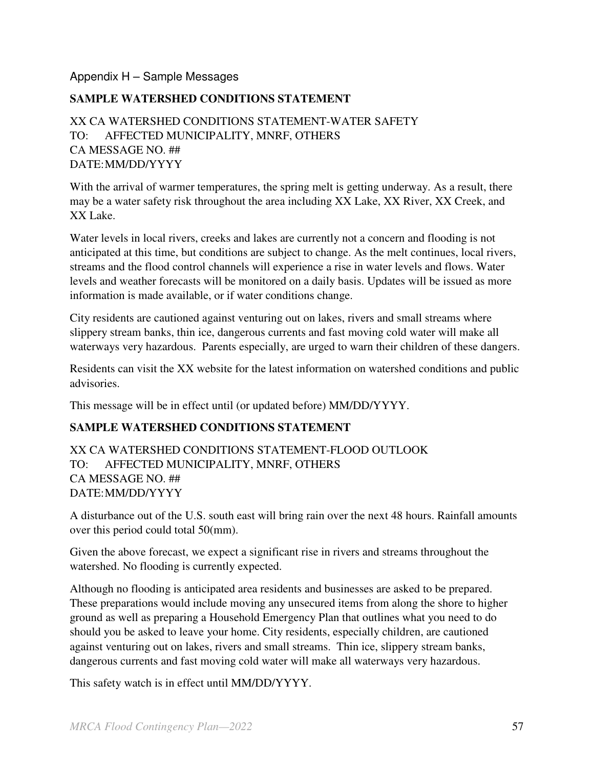## Appendix H – Sample Messages

### SAMPLE WATERSHED CONDITIONS STATEMENT

XX CA WATERSHED CONDITIONS STATEMENT-WATER SAFETY
TO: AFFECTED MUNICIPALITY, MNRF, OTHERS
CA MESSAGE NO. ##
DATE: MM/DD/YYYY

With the arrival of warmer temperatures, the spring melt is getting underway. As a result, there may be a water safety risk throughout the area including XX Lake, XX River, XX Creek, and XX Lake.

Water levels in local rivers, creeks and lakes are currently not a concern and flooding is not anticipated at this time, but conditions are subject to change. As the melt continues, local rivers, streams and the flood control channels will experience a rise in water levels and flows. Water levels and weather forecasts will be monitored on a daily basis. Updates will be issued as more information is made available, or if water conditions change.

City residents are cautioned against venturing out on lakes, rivers and small streams where slippery stream banks, thin ice, dangerous currents and fast moving cold water will make all waterways very hazardous. Parents especially, are urged to warn their children of these dangers.

Residents can visit the XX website for the latest information on watershed conditions and public advisories.

This message will be in effect until (or updated before) MM/DD/YYYY.

### SAMPLE WATERSHED CONDITIONS STATEMENT

XX CA WATERSHED CONDITIONS STATEMENT-FLOOD OUTLOOK
TO: AFFECTED MUNICIPALITY, MNRF, OTHERS
CA MESSAGE NO. ##
DATE: MM/DD/YYYY

A disturbance out of the U.S. south east will bring rain over the next 48 hours. Rainfall amounts over this period could total 50(mm).

Given the above forecast, we expect a significant rise in rivers and streams throughout the watershed. No flooding is currently expected.

Although no flooding is anticipated area residents and businesses are asked to be prepared. These preparations would include moving any unsecured items from along the shore to higher ground as well as preparing a Household Emergency Plan that outlines what you need to do should you be asked to leave your home. City residents, especially children, are cautioned against venturing out on lakes, rivers and small streams. Thin ice, slippery stream banks, dangerous currents and fast moving cold water will make all waterways very hazardous.

This safety watch is in effect until MM/DD/YYYY.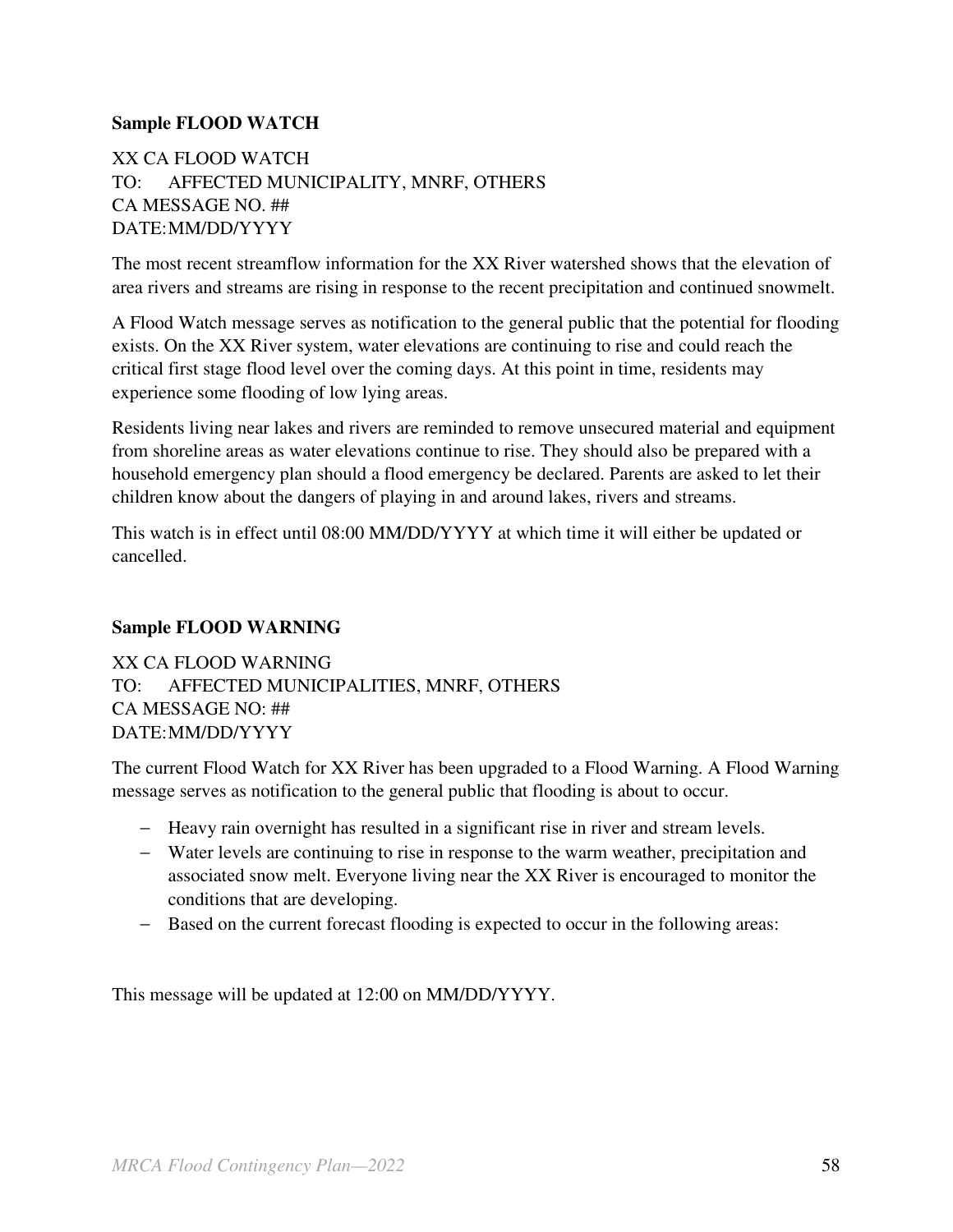**Sample FLOOD WATCH**

XX CA FLOOD WATCH
TO: AFFECTED MUNICIPALITY, MNRF, OTHERS
CA MESSAGE NO. ##
DATE: MM/DD/YYYY

The most recent streamflow information for the XX River watershed shows that the elevation of area rivers and streams are rising in response to the recent precipitation and continued snowmelt.

A Flood Watch message serves as notification to the general public that the potential for flooding exists. On the XX River system, water elevations are continuing to rise and could reach the critical first stage flood level over the coming days. At this point in time, residents may experience some flooding of low lying areas.

Residents living near lakes and rivers are reminded to remove unsecured material and equipment from shoreline areas as water elevations continue to rise. They should also be prepared with a household emergency plan should a flood emergency be declared. Parents are asked to let their children know about the dangers of playing in and around lakes, rivers and streams.

This watch is in effect until 08:00 MM/DD/YYYY at which time it will either be updated or cancelled.

**Sample FLOOD WARNING**

XX CA FLOOD WARNING
TO: AFFECTED MUNICIPALITIES, MNRF, OTHERS
CA MESSAGE NO: ##
DATE: MM/DD/YYYY

The current Flood Watch for XX River has been upgraded to a Flood Warning. A Flood Warning message serves as notification to the general public that flooding is about to occur.

- Heavy rain overnight has resulted in a significant rise in river and stream levels.
- Water levels are continuing to rise in response to the warm weather, precipitation and associated snow melt. Everyone living near the XX River is encouraged to monitor the conditions that are developing.
- Based on the current forecast flooding is expected to occur in the following areas:

This message will be updated at 12:00 on MM/DD/YYYY.